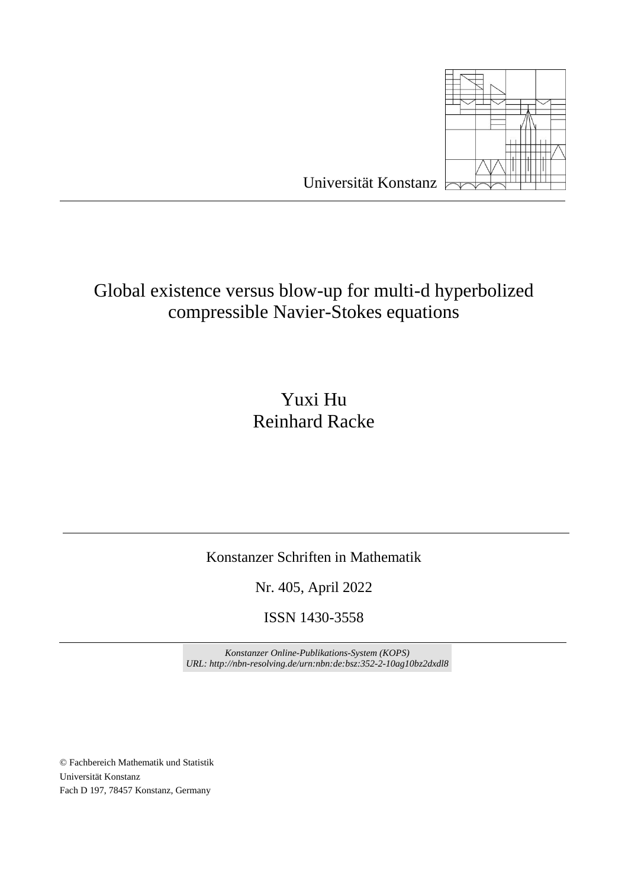Universität Konstanz

# Global existence versus blow-up for multi-d hyperbolized compressible Navier-Stokes equations

Yuxi Hu
Reinhard Racke

Konstanzer Schriften in Mathematik

Nr. 405, April 2022

ISSN 1430-3558

*Konstanzer Online-Publikations-System (KOPS)*
*URL: http://nbn-resolving.de/urn:nbn:de:bsz:352-2-10ag10bz2dxdl8*

© Fachbereich Mathematik und Statistik
Universität Konstanz
Fach D 197, 78457 Konstanz, Germany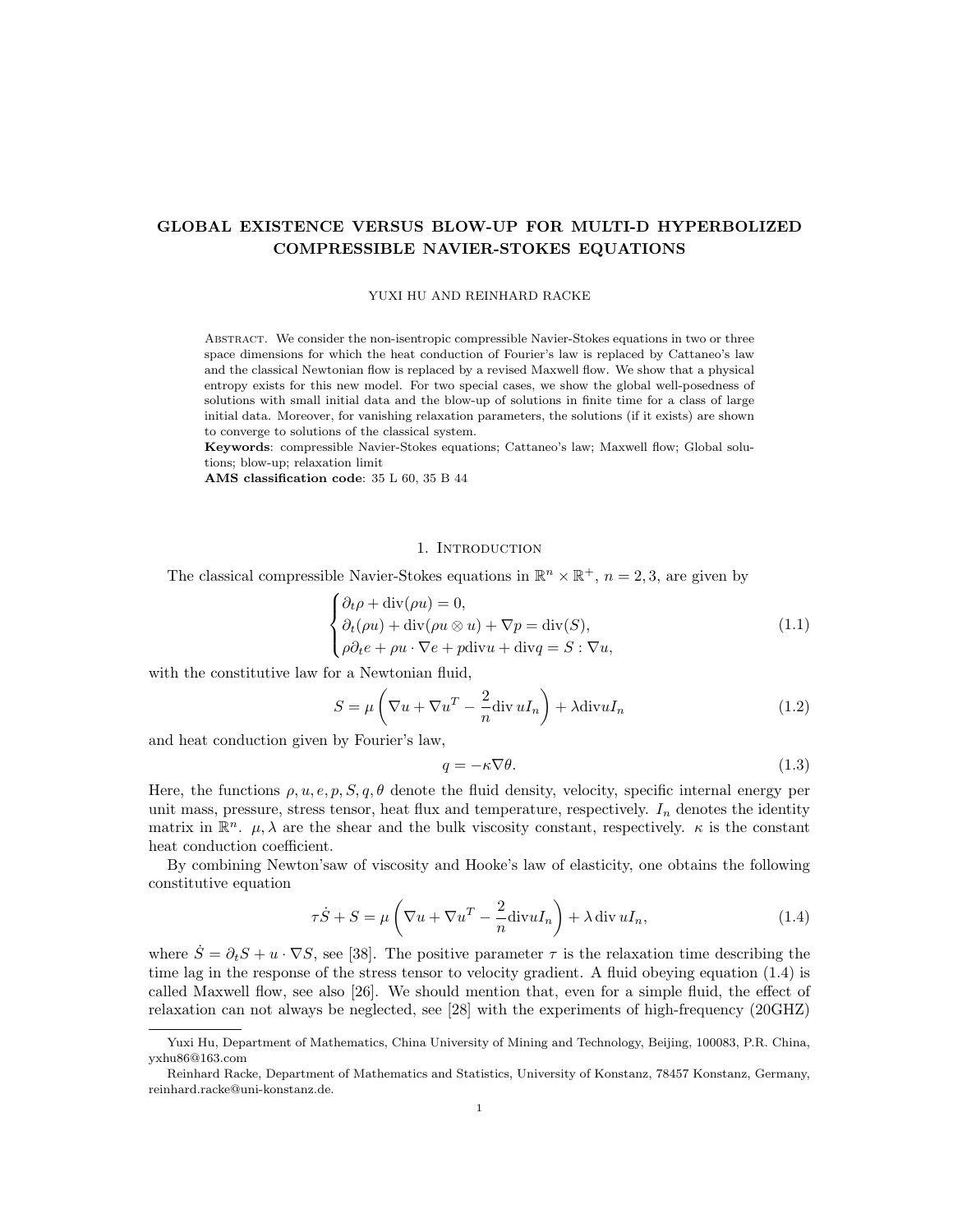# GLOBAL EXISTENCE VERSUS BLOW-UP FOR MULTI-D HYPERBOLIZED COMPRESSIBLE NAVIER-STOKES EQUATIONS

YUXI HU AND REINHARD RACKE

ABSTRACT. We consider the non-isentropic compressible Navier-Stokes equations in two or three space dimensions for which the heat conduction of Fourier's law is replaced by Cattaneo's law and the classical Newtonian flow is replaced by a revised Maxwell flow. We show that a physical entropy exists for this new model. For two special cases, we show the global well-posedness of solutions with small initial data and the blow-up of solutions in finite time for a class of large initial data. Moreover, for vanishing relaxation parameters, the solutions (if it exists) are shown to converge to solutions of the classical system.

**Keywords**: compressible Navier-Stokes equations; Cattaneo's law; Maxwell flow; Global solutions; blow-up; relaxation limit

**AMS classification code**: 35 L 60, 35 B 44

## 1. Introduction

The classical compressible Navier-Stokes equations in $\mathbb{R}^n \times \mathbb{R}^+$, $n = 2, 3$, are given by

$$
\begin{cases}
\partial_t \rho + \operatorname{div}(\rho u) = 0, \\
\partial_t(\rho u) + \operatorname{div}(\rho u \otimes u) + \nabla p = \operatorname{div}(S), \\
\rho \partial_t e + \rho u \cdot \nabla e + p \operatorname{div} u + \operatorname{div} q = S : \nabla u,
\end{cases}
\tag{1.1}
$$

with the constitutive law for a Newtonian fluid,

$$
S = \mu \left( \nabla u + \nabla u^T - \frac{2}{n} \operatorname{div} u I_n \right) + \lambda \operatorname{div} u I_n
\tag{1.2}
$$

and heat conduction given by Fourier's law,

$$
q = -\kappa \nabla \theta.
\tag{1.3}
$$

Here, the functions $\rho, u, e, p, S, q, \theta$ denote the fluid density, velocity, specific internal energy per unit mass, pressure, stress tensor, heat flux and temperature, respectively. $I_n$ denotes the identity matrix in $\mathbb{R}^n$. $\mu, \lambda$ are the shear and the bulk viscosity constant, respectively. $\kappa$ is the constant heat conduction coefficient.

By combining Newton'saw of viscosity and Hooke's law of elasticity, one obtains the following constitutive equation

$$
\tau \dot{S} + S = \mu \left( \nabla u + \nabla u^T - \frac{2}{n} \operatorname{div} u I_n \right) + \lambda \operatorname{div} u I_n,
\tag{1.4}
$$

where $\dot{S} = \partial_t S + u \cdot \nabla S$, see [38]. The positive parameter $\tau$ is the relaxation time describing the time lag in the response of the stress tensor to velocity gradient. A fluid obeying equation (1.4) is called Maxwell flow, see also [26]. We should mention that, even for a simple fluid, the effect of relaxation can not always be neglected, see [28] with the experiments of high-frequency (20GHZ)

Yuxi Hu, Department of Mathematics, China University of Mining and Technology, Beijing, 100083, P.R. China, yxhu86@163.com

Reinhard Racke, Department of Mathematics and Statistics, University of Konstanz, 78457 Konstanz, Germany, reinhard.racke@uni-konstanz.de.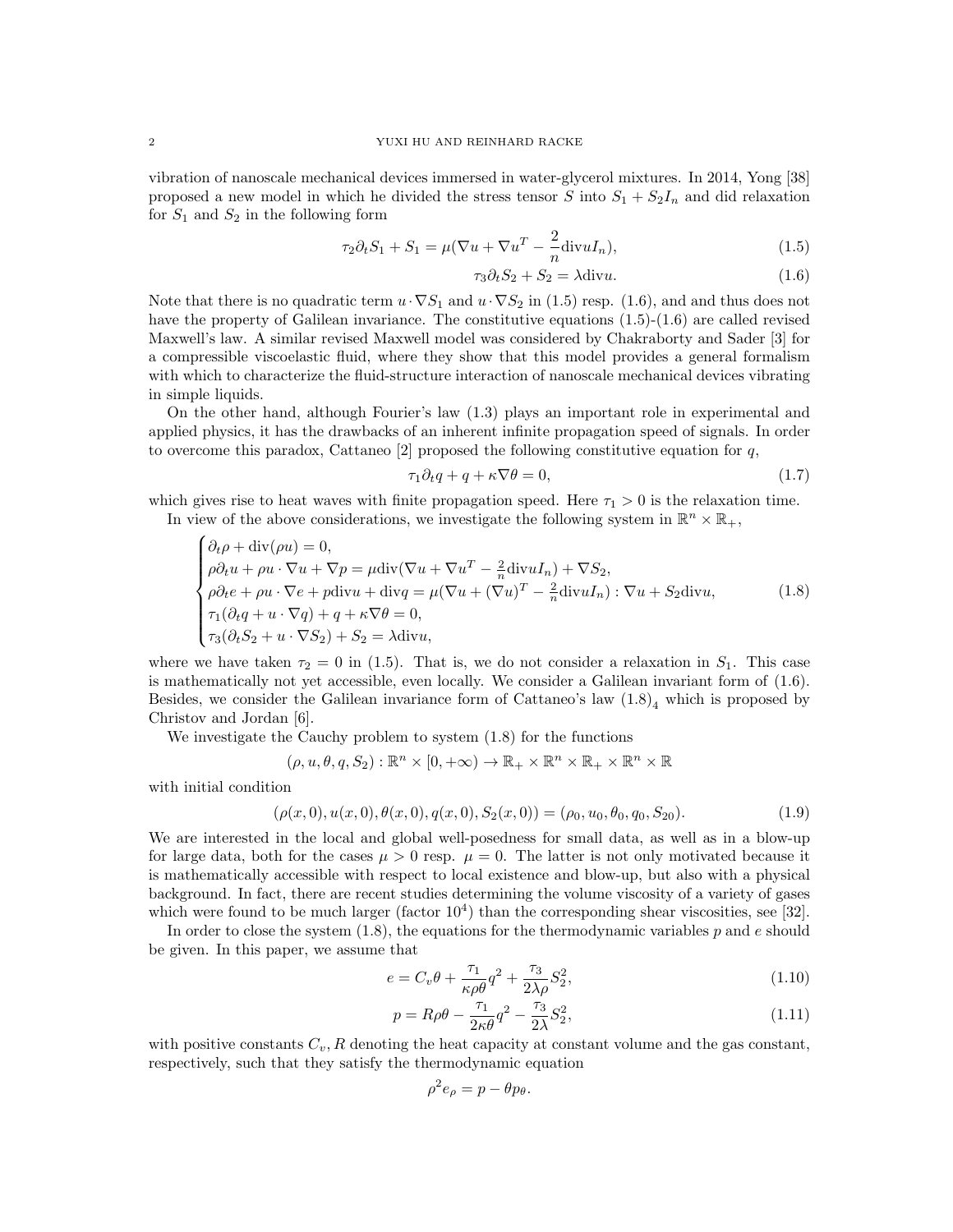vibration of nanoscale mechanical devices immersed in water-glycerol mixtures. In 2014, Yong [38] proposed a new model in which he divided the stress tensor $S$ into $S_1 + S_2 I_n$ and did relaxation for $S_1$ and $S_2$ in the following form

$$\tau_2 \partial_t S_1 + S_1 = \mu(\nabla u + \nabla u^T - \frac{2}{n}\text{div} u I_n), \tag{1.5}$$

$$\tau_3 \partial_t S_2 + S_2 = \lambda \text{div} u. \tag{1.6}$$

Note that there is no quadratic term $u \cdot \nabla S_1$ and $u \cdot \nabla S_2$ in (1.5) resp. (1.6), and and thus does not have the property of Galilean invariance. The constitutive equations (1.5)-(1.6) are called revised Maxwell's law. A similar revised Maxwell model was considered by Chakraborty and Sader [3] for a compressible viscoelastic fluid, where they show that this model provides a general formalism with which to characterize the fluid-structure interaction of nanoscale mechanical devices vibrating in simple liquids.

On the other hand, although Fourier's law (1.3) plays an important role in experimental and applied physics, it has the drawbacks of an inherent infinite propagation speed of signals. In order to overcome this paradox, Cattaneo [2] proposed the following constitutive equation for $q$,

$$\tau_1 \partial_t q + q + \kappa \nabla \theta = 0, \tag{1.7}$$

which gives rise to heat waves with finite propagation speed. Here $\tau_1 > 0$ is the relaxation time.

In view of the above considerations, we investigate the following system in $\mathbb{R}^n \times \mathbb{R}_+$,

$$\begin{cases} \partial_t \rho + \text{div}(\rho u) = 0, \\ \rho \partial_t u + \rho u \cdot \nabla u + \nabla p = \mu \text{div}(\nabla u + \nabla u^T - \frac{2}{n}\text{div} u I_n) + \nabla S_2, \\ \rho \partial_t e + \rho u \cdot \nabla e + p \text{div} u + \text{div} q = \mu(\nabla u + (\nabla u)^T - \frac{2}{n}\text{div} u I_n) : \nabla u + S_2 \text{div} u, \\ \tau_1(\partial_t q + u \cdot \nabla q) + q + \kappa \nabla \theta = 0, \\ \tau_3(\partial_t S_2 + u \cdot \nabla S_2) + S_2 = \lambda \text{div} u, \end{cases} \tag{1.8}$$

where we have taken $\tau_2 = 0$ in (1.5). That is, we do not consider a relaxation in $S_1$. This case is mathematically not yet accessible, even locally. We consider a Galilean invariant form of (1.6). Besides, we consider the Galilean invariance form of Cattaneo's law $(1.8)_4$ which is proposed by Christov and Jordan [6].

We investigate the Cauchy problem to system (1.8) for the functions

$$(\rho, u, \theta, q, S_2) : \mathbb{R}^n \times [0, +\infty) \to \mathbb{R}_+ \times \mathbb{R}^n \times \mathbb{R}_+ \times \mathbb{R}^n \times \mathbb{R}$$

with initial condition

$$(\rho(x,0), u(x,0), \theta(x,0), q(x,0), S_2(x,0)) = (\rho_0, u_0, \theta_0, q_0, S_{20}). \tag{1.9}$$

We are interested in the local and global well-posedness for small data, as well as in a blow-up for large data, both for the cases $\mu > 0$ resp. $\mu = 0$. The latter is not only motivated because it is mathematically accessible with respect to local existence and blow-up, but also with a physical background. In fact, there are recent studies determining the volume viscosity of a variety of gases which were found to be much larger (factor $10^4$) than the corresponding shear viscosities, see [32].

In order to close the system (1.8), the equations for the thermodynamic variables $p$ and $e$ should be given. In this paper, we assume that

$$e = C_v \theta + \frac{\tau_1}{\kappa \rho \theta} q^2 + \frac{\tau_3}{2\lambda \rho} S_2^2, \tag{1.10}$$

$$p = R\rho\theta - \frac{\tau_1}{2\kappa\theta} q^2 - \frac{\tau_3}{2\lambda} S_2^2, \tag{1.11}$$

with positive constants $C_v, R$ denoting the heat capacity at constant volume and the gas constant, respectively, such that they satisfy the thermodynamic equation

$$\rho^2 e_\rho = p - \theta p_\theta.$$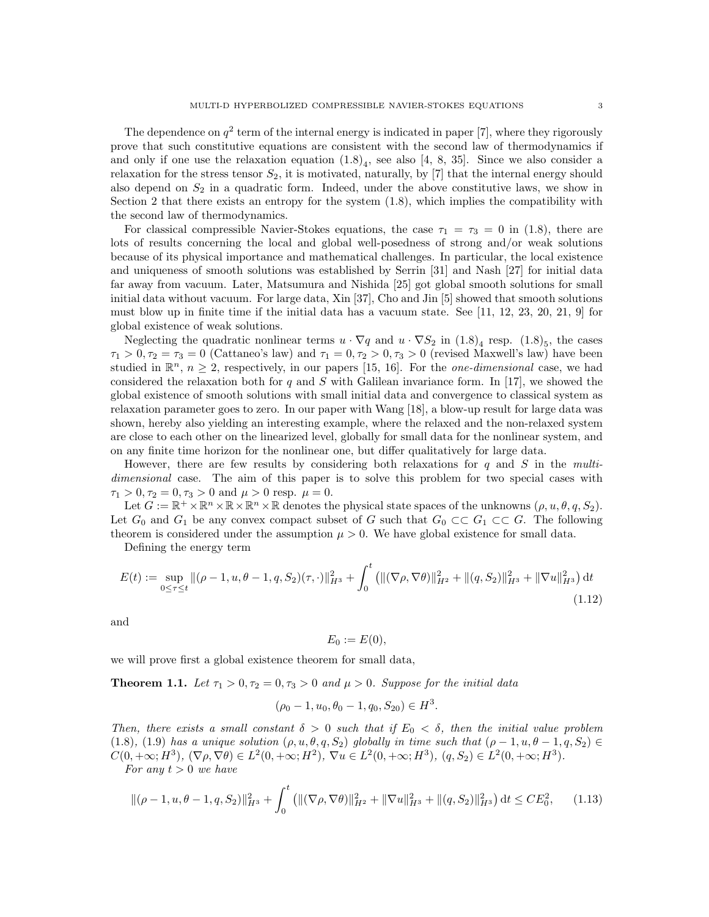The dependence on $q^2$ term of the internal energy is indicated in paper [7], where they rigorously prove that such constitutive equations are consistent with the second law of thermodynamics if and only if one use the relaxation equation $(1.8)_4$, see also [4, 8, 35]. Since we also consider a relaxation for the stress tensor $S_2$, it is motivated, naturally, by [7] that the internal energy should also depend on $S_2$ in a quadratic form. Indeed, under the above constitutive laws, we show in Section 2 that there exists an entropy for the system (1.8), which implies the compatibility with the second law of thermodynamics.

For classical compressible Navier-Stokes equations, the case $\tau_1 = \tau_3 = 0$ in (1.8), there are lots of results concerning the local and global well-posedness of strong and/or weak solutions because of its physical importance and mathematical challenges. In particular, the local existence and uniqueness of smooth solutions was established by Serrin [31] and Nash [27] for initial data far away from vacuum. Later, Matsumura and Nishida [25] got global smooth solutions for small initial data without vacuum. For large data, Xin [37], Cho and Jin [5] showed that smooth solutions must blow up in finite time if the initial data has a vacuum state. See [11, 12, 23, 20, 21, 9] for global existence of weak solutions.

Neglecting the quadratic nonlinear terms $u \cdot \nabla q$ and $u \cdot \nabla S_2$ in $(1.8)_4$ resp. $(1.8)_5$, the cases $\tau_1 > 0, \tau_2 = \tau_3 = 0$ (Cattaneo's law) and $\tau_1 = 0, \tau_2 > 0, \tau_3 > 0$ (revised Maxwell's law) have been studied in $\mathbb{R}^n$, $n \geq 2$, respectively, in our papers [15, 16]. For the *one-dimensional* case, we had considered the relaxation both for $q$ and $S$ with Galilean invariance form. In [17], we showed the global existence of smooth solutions with small initial data and convergence to classical system as relaxation parameter goes to zero. In our paper with Wang [18], a blow-up result for large data was shown, hereby also yielding an interesting example, where the relaxed and the non-relaxed system are close to each other on the linearized level, globally for small data for the nonlinear system, and on any finite time horizon for the nonlinear one, but differ qualitatively for large data.

However, there are few results by considering both relaxations for $q$ and $S$ in the *multi-dimensional* case. The aim of this paper is to solve this problem for two special cases with $\tau_1 > 0, \tau_2 = 0, \tau_3 > 0$ and $\mu > 0$ resp. $\mu = 0$.

Let $G := \mathbb{R}^+ \times \mathbb{R}^n \times \mathbb{R} \times \mathbb{R}^n \times \mathbb{R}$ denotes the physical state spaces of the unknowns $(\rho, u, \theta, q, S_2)$. Let $G_0$ and $G_1$ be any convex compact subset of $G$ such that $G_0 \subset\subset G_1 \subset\subset G$. The following theorem is considered under the assumption $\mu > 0$. We have global existence for small data.

Defining the energy term

$$E(t) := \sup_{0 \leq \tau \leq t} \|(\rho - 1, u, \theta - 1, q, S_2)(\tau, \cdot)\|_{H^3}^2 + \int_0^t \left(\|(\nabla\rho, \nabla\theta)\|_{H^2}^2 + \|(q, S_2)\|_{H^3}^2 + \|\nabla u\|_{H^3}^2\right) \mathrm{d}t \tag{1.12}$$

and

$$E_0 := E(0),$$

we will prove first a global existence theorem for small data,

**Theorem 1.1.** *Let $\tau_1 > 0, \tau_2 = 0, \tau_3 > 0$ and $\mu > 0$. Suppose for the initial data*

$$(\rho_0 - 1, u_0, \theta_0 - 1, q_0, S_{20}) \in H^3.$$

*Then, there exists a small constant $\delta > 0$ such that if $E_0 < \delta$, then the initial value problem (1.8), (1.9) has a unique solution $(\rho, u, \theta, q, S_2)$ globally in time such that $(\rho - 1, u, \theta - 1, q, S_2) \in C(0, +\infty; H^3)$, $(\nabla\rho, \nabla\theta) \in L^2(0, +\infty; H^2)$, $\nabla u \in L^2(0, +\infty; H^3)$, $(q, S_2) \in L^2(0, +\infty; H^3)$.*

*For any $t > 0$ we have*

$$\|(\rho - 1, u, \theta - 1, q, S_2)\|_{H^3}^2 + \int_0^t \left(\|(\nabla\rho, \nabla\theta)\|_{H^2}^2 + \|\nabla u\|_{H^3}^2 + \|(q, S_2)\|_{H^3}^2\right) \mathrm{d}t \leq C E_0^2, \tag{1.13}$$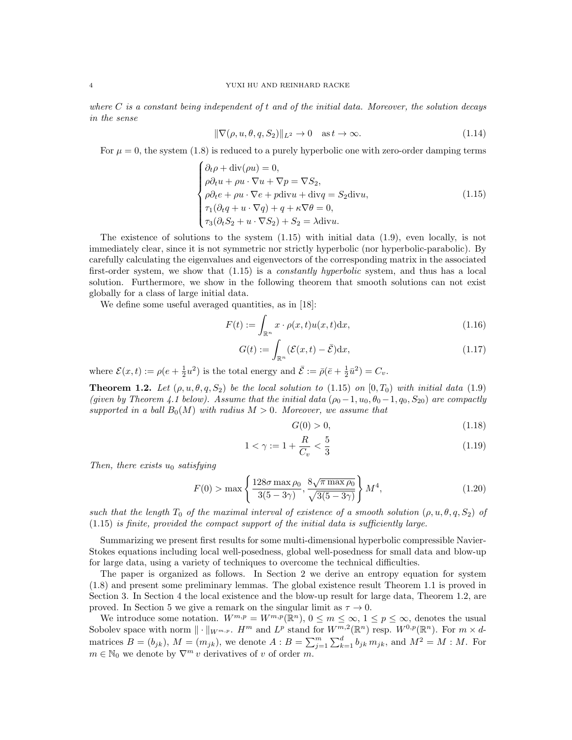*where $C$ is a constant being independent of $t$ and of the initial data. Moreover, the solution decays in the sense*

$$\|\nabla(\rho, u, \theta, q, S_2)\|_{L^2} \to 0 \quad \text{as}\, t \to \infty. \tag{1.14}$$

For $\mu = 0$, the system (1.8) is reduced to a purely hyperbolic one with zero-order damping terms

$$\begin{cases} \partial_t \rho + \operatorname{div}(\rho u) = 0, \\ \rho \partial_t u + \rho u \cdot \nabla u + \nabla p = \nabla S_2, \\ \rho \partial_t e + \rho u \cdot \nabla e + p \operatorname{div} u + \operatorname{div} q = S_2 \operatorname{div} u, \\ \tau_1(\partial_t q + u \cdot \nabla q) + q + \kappa \nabla \theta = 0, \\ \tau_3(\partial_t S_2 + u \cdot \nabla S_2) + S_2 = \lambda \operatorname{div} u. \end{cases} \tag{1.15}$$

The existence of solutions to the system (1.15) with initial data (1.9), even locally, is not immediately clear, since it is not symmetric nor strictly hyperbolic (nor hyperbolic-parabolic). By carefully calculating the eigenvalues and eigenvectors of the corresponding matrix in the associated first-order system, we show that (1.15) is a *constantly hyperbolic* system, and thus has a local solution. Furthermore, we show in the following theorem that smooth solutions can not exist globally for a class of large initial data.

We define some useful averaged quantities, as in [18]:

$$F(t) := \int_{\mathbb{R}^n} x \cdot \rho(x,t) u(x,t) \mathrm{d}x, \tag{1.16}$$

$$G(t) := \int_{\mathbb{R}^n} (\mathcal{E}(x,t) - \bar{\mathcal{E}}) \mathrm{d}x, \tag{1.17}$$

where $\mathcal{E}(x,t) := \rho(e + \frac{1}{2}u^2)$ is the total energy and $\bar{\mathcal{E}} := \bar{\rho}(\bar{e} + \frac{1}{2}\bar{u}^2) = C_v$.

**Theorem 1.2.** *Let $(\rho, u, \theta, q, S_2)$ be the local solution to (1.15) on $[0, T_0)$ with initial data (1.9) (given by Theorem 4.1 below). Assume that the initial data $(\rho_0 - 1, u_0, \theta_0 - 1, q_0, S_{20})$ are compactly supported in a ball $B_0(M)$ with radius $M > 0$. Moreover, we assume that*

$$G(0) > 0, \tag{1.18}$$

$$1 < \gamma := 1 + \frac{R}{C_v} < \frac{5}{3} \tag{1.19}$$

*Then, there exists $u_0$ satisfying*

$$F(0) > \max\left\{ \frac{128\sigma \max \rho_0}{3(5 - 3\gamma)}, \frac{8\sqrt{\pi \max \rho_0}}{\sqrt{3(5 - 3\gamma)}} \right\} M^4, \tag{1.20}$$

*such that the length $T_0$ of the maximal interval of existence of a smooth solution $(\rho, u, \theta, q, S_2)$ of (1.15) is finite, provided the compact support of the initial data is sufficiently large.*

Summarizing we present first results for some multi-dimensional hyperbolic compressible Navier-Stokes equations including local well-posedness, global well-posedness for small data and blow-up for large data, using a variety of techniques to overcome the technical difficulties.

The paper is organized as follows. In Section 2 we derive an entropy equation for system (1.8) and present some preliminary lemmas. The global existence result Theorem 1.1 is proved in Section 3. In Section 4 the local existence and the blow-up result for large data, Theorem 1.2, are proved. In Section 5 we give a remark on the singular limit as $\tau \to 0$.

We introduce some notation. $W^{m,p} = W^{m,p}(\mathbb{R}^n)$, $0 \le m \le \infty$, $1 \le p \le \infty$, denotes the usual Sobolev space with norm $\|\cdot\|_{W^{m,p}}$. $H^m$ and $L^p$ stand for $W^{m,2}(\mathbb{R}^n)$ resp. $W^{0,p}(\mathbb{R}^n)$. For $m \times d$-matrices $B = (b_{jk})$, $M = (m_{jk})$, we denote $A : B = \sum_{j=1}^{m} \sum_{k=1}^{d} b_{jk}\, m_{jk}$, and $M^2 = M : M$. For $m \in \mathbb{N}_0$ we denote by $\nabla^m v$ derivatives of $v$ of order $m$.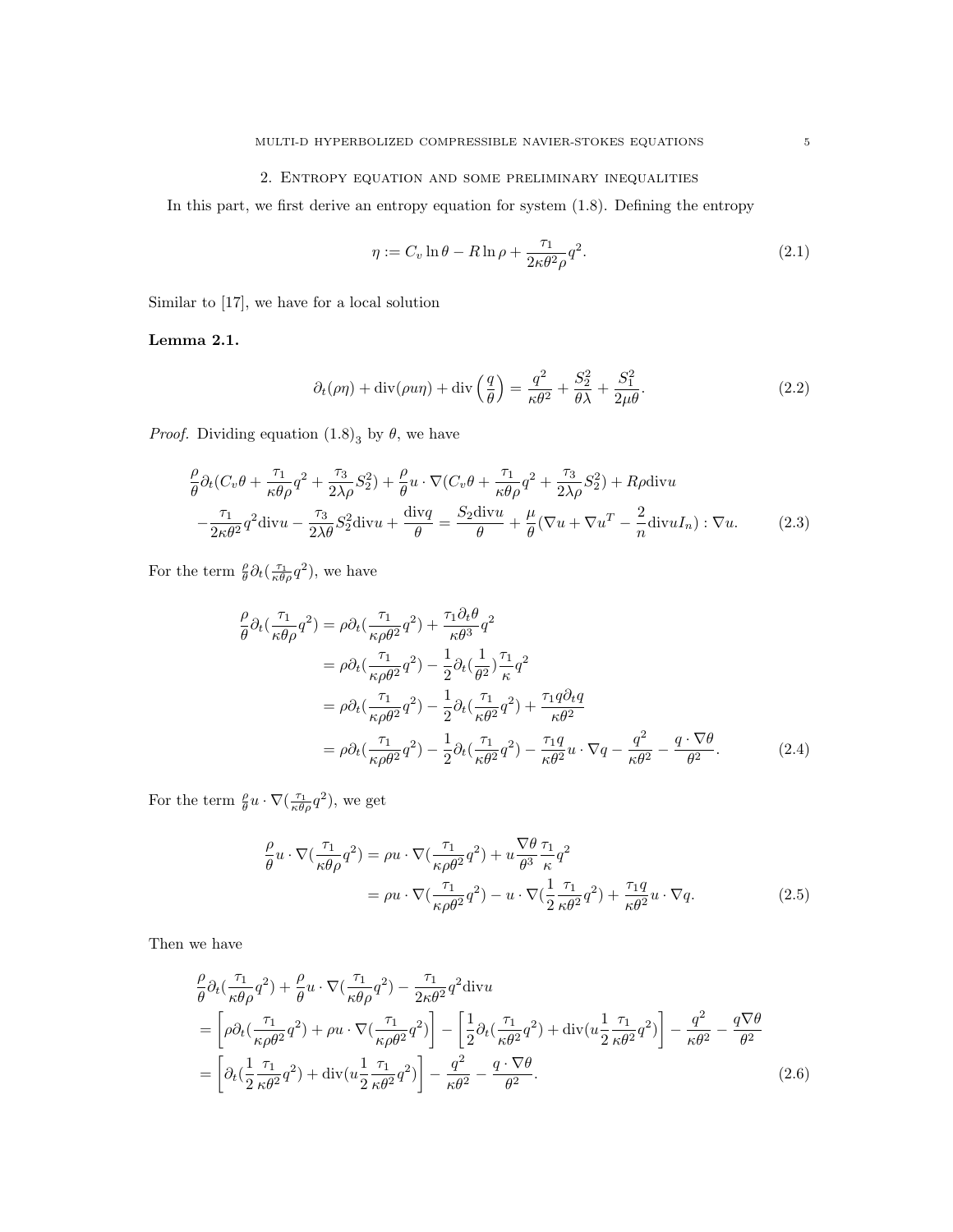## 2. Entropy equation and some preliminary inequalities

In this part, we first derive an entropy equation for system (1.8). Defining the entropy

$$\eta := C_v \ln \theta - R \ln \rho + \frac{\tau_1}{2\kappa\theta^2\rho} q^2. \tag{2.1}$$

Similar to [17], we have for a local solution

**Lemma 2.1.**

$$\partial_t(\rho\eta) + \operatorname{div}(\rho u \eta) + \operatorname{div}\left(\frac{q}{\theta}\right) = \frac{q^2}{\kappa\theta^2} + \frac{S_2^2}{\theta\lambda} + \frac{S_1^2}{2\mu\theta}. \tag{2.2}$$

*Proof.* Dividing equation $(1.8)_3$ by $\theta$, we have

$$\begin{aligned}
&\frac{\rho}{\theta}\partial_t(C_v\theta + \frac{\tau_1}{\kappa\theta\rho}q^2 + \frac{\tau_3}{2\lambda\rho}S_2^2) + \frac{\rho}{\theta}u\cdot\nabla(C_v\theta + \frac{\tau_1}{\kappa\theta\rho}q^2 + \frac{\tau_3}{2\lambda\rho}S_2^2) + R\rho\operatorname{div}u \\
&-\frac{\tau_1}{2\kappa\theta^2}q^2\operatorname{div}u - \frac{\tau_3}{2\lambda\theta}S_2^2\operatorname{div}u + \frac{\operatorname{div}q}{\theta} = \frac{S_2\operatorname{div}u}{\theta} + \frac{\mu}{\theta}(\nabla u + \nabla u^T - \frac{2}{n}\operatorname{div}u I_n) : \nabla u.
\end{aligned} \tag{2.3}$$

For the term $\frac{\rho}{\theta}\partial_t(\frac{\tau_1}{\kappa\theta\rho}q^2)$, we have

$$\begin{aligned}
\frac{\rho}{\theta}\partial_t(\frac{\tau_1}{\kappa\theta\rho}q^2) &= \rho\partial_t(\frac{\tau_1}{\kappa\rho\theta^2}q^2) + \frac{\tau_1\partial_t\theta}{\kappa\theta^3}q^2 \\
&= \rho\partial_t(\frac{\tau_1}{\kappa\rho\theta^2}q^2) - \frac{1}{2}\partial_t(\frac{1}{\theta^2})\frac{\tau_1}{\kappa}q^2 \\
&= \rho\partial_t(\frac{\tau_1}{\kappa\rho\theta^2}q^2) - \frac{1}{2}\partial_t(\frac{\tau_1}{\kappa\theta^2}q^2) + \frac{\tau_1 q\partial_t q}{\kappa\theta^2} \\
&= \rho\partial_t(\frac{\tau_1}{\kappa\rho\theta^2}q^2) - \frac{1}{2}\partial_t(\frac{\tau_1}{\kappa\theta^2}q^2) - \frac{\tau_1 q}{\kappa\theta^2}u\cdot\nabla q - \frac{q^2}{\kappa\theta^2} - \frac{q\cdot\nabla\theta}{\theta^2}.
\end{aligned} \tag{2.4}$$

For the term $\frac{\rho}{\theta}u\cdot\nabla(\frac{\tau_1}{\kappa\theta\rho}q^2)$, we get

$$\begin{aligned}
\frac{\rho}{\theta}u\cdot\nabla(\frac{\tau_1}{\kappa\theta\rho}q^2) &= \rho u\cdot\nabla(\frac{\tau_1}{\kappa\rho\theta^2}q^2) + u\frac{\nabla\theta}{\theta^3}\frac{\tau_1}{\kappa}q^2 \\
&= \rho u\cdot\nabla(\frac{\tau_1}{\kappa\rho\theta^2}q^2) - u\cdot\nabla(\frac{1}{2}\frac{\tau_1}{\kappa\theta^2}q^2) + \frac{\tau_1 q}{\kappa\theta^2}u\cdot\nabla q.
\end{aligned} \tag{2.5}$$

Then we have

$$\begin{aligned}
&\frac{\rho}{\theta}\partial_t(\frac{\tau_1}{\kappa\theta\rho}q^2) + \frac{\rho}{\theta}u\cdot\nabla(\frac{\tau_1}{\kappa\theta\rho}q^2) - \frac{\tau_1}{2\kappa\theta^2}q^2\operatorname{div}u \\
&= \left[\rho\partial_t(\frac{\tau_1}{\kappa\rho\theta^2}q^2) + \rho u\cdot\nabla(\frac{\tau_1}{\kappa\rho\theta^2}q^2)\right] - \left[\frac{1}{2}\partial_t(\frac{\tau_1}{\kappa\theta^2}q^2) + \operatorname{div}(u\frac{1}{2}\frac{\tau_1}{\kappa\theta^2}q^2)\right] - \frac{q^2}{\kappa\theta^2} - \frac{q\nabla\theta}{\theta^2} \\
&= \left[\partial_t(\frac{1}{2}\frac{\tau_1}{\kappa\theta^2}q^2) + \operatorname{div}(u\frac{1}{2}\frac{\tau_1}{\kappa\theta^2}q^2)\right] - \frac{q^2}{\kappa\theta^2} - \frac{q\cdot\nabla\theta}{\theta^2}.
\end{aligned} \tag{2.6}$$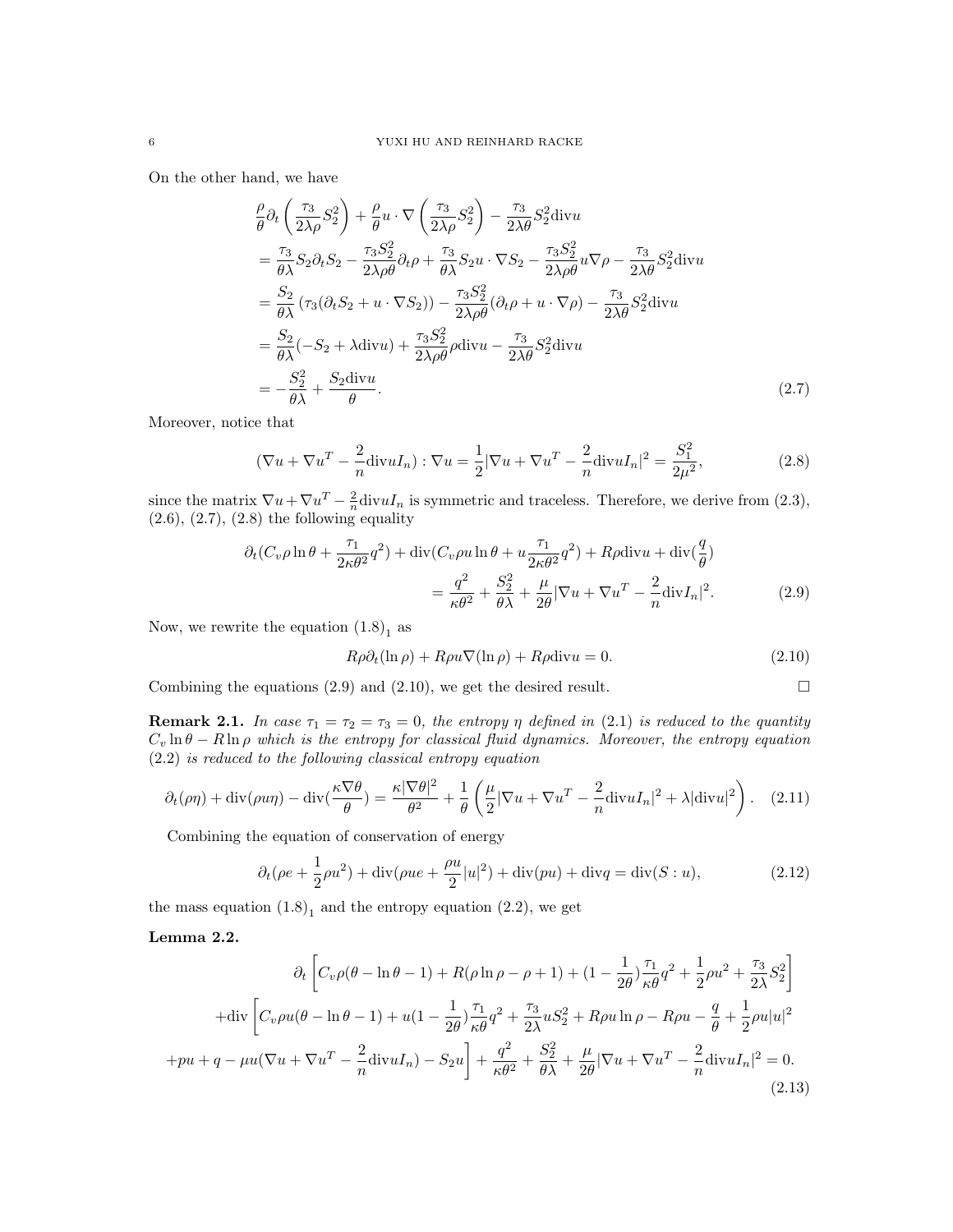On the other hand, we have

$$
\begin{aligned}
&\frac{\rho}{\theta}\partial_t\left(\frac{\tau_3}{2\lambda\rho}S_2^2\right)+\frac{\rho}{\theta}u\cdot\nabla\left(\frac{\tau_3}{2\lambda\rho}S_2^2\right)-\frac{\tau_3}{2\lambda\theta}S_2^2\mathrm{div}u\\
&=\frac{\tau_3}{\theta\lambda}S_2\partial_tS_2-\frac{\tau_3S_2^2}{2\lambda\rho\theta}\partial_t\rho+\frac{\tau_3}{\theta\lambda}S_2u\cdot\nabla S_2-\frac{\tau_3S_2^2}{2\lambda\rho\theta}u\nabla\rho-\frac{\tau_3}{2\lambda\theta}S_2^2\mathrm{div}u\\
&=\frac{S_2}{\theta\lambda}\left(\tau_3(\partial_tS_2+u\cdot\nabla S_2)\right)-\frac{\tau_3S_2^2}{2\lambda\rho\theta}(\partial_t\rho+u\cdot\nabla\rho)-\frac{\tau_3}{2\lambda\theta}S_2^2\mathrm{div}u\\
&=\frac{S_2}{\theta\lambda}(-S_2+\lambda\mathrm{div}u)+\frac{\tau_3S_2^2}{2\lambda\rho\theta}\rho\mathrm{div}u-\frac{\tau_3}{2\lambda\theta}S_2^2\mathrm{div}u\\
&=-\frac{S_2^2}{\theta\lambda}+\frac{S_2\mathrm{div}u}{\theta}.
\end{aligned}\tag{2.7}
$$

Moreover, notice that

$$
(\nabla u+\nabla u^T-\frac{2}{n}\mathrm{div}uI_n):\nabla u=\frac{1}{2}|\nabla u+\nabla u^T-\frac{2}{n}\mathrm{div}uI_n|^2=\frac{S_1^2}{2\mu^2},\tag{2.8}
$$

since the matrix $\nabla u+\nabla u^T-\frac{2}{n}\mathrm{div}uI_n$ is symmetric and traceless. Therefore, we derive from (2.3), (2.6), (2.7), (2.8) the following equality

$$
\begin{aligned}
\partial_t(C_v\rho\ln\theta+\frac{\tau_1}{2\kappa\theta^2}q^2)+\mathrm{div}(C_v\rho u\ln\theta+u\frac{\tau_1}{2\kappa\theta^2}q^2)+R\rho\mathrm{div}u+\mathrm{div}(\frac{q}{\theta})&\\
=\frac{q^2}{\kappa\theta^2}+\frac{S_2^2}{\theta\lambda}+\frac{\mu}{2\theta}|\nabla u+\nabla u^T-\frac{2}{n}\mathrm{div}I_n|^2.&
\end{aligned}\tag{2.9}
$$

Now, we rewrite the equation $(1.8)_1$ as

$$
R\rho\partial_t(\ln\rho)+R\rho u\nabla(\ln\rho)+R\rho\mathrm{div}u=0.\tag{2.10}
$$

Combining the equations (2.9) and (2.10), we get the desired result. $\square$

**Remark 2.1.** *In case $\tau_1=\tau_2=\tau_3=0$, the entropy $\eta$ defined in (2.1) is reduced to the quantity $C_v\ln\theta-R\ln\rho$ which is the entropy for classical fluid dynamics. Moreover, the entropy equation (2.2) is reduced to the following classical entropy equation*

$$
\partial_t(\rho\eta)+\mathrm{div}(\rho u\eta)-\mathrm{div}(\frac{\kappa\nabla\theta}{\theta})=\frac{\kappa|\nabla\theta|^2}{\theta^2}+\frac{1}{\theta}\left(\frac{\mu}{2}|\nabla u+\nabla u^T-\frac{2}{n}\mathrm{div}uI_n|^2+\lambda|\mathrm{div}u|^2\right).\tag{2.11}
$$

Combining the equation of conservation of energy

$$
\partial_t(\rho e+\frac{1}{2}\rho u^2)+\mathrm{div}(\rho ue+\frac{\rho u}{2}|u|^2)+\mathrm{div}(pu)+\mathrm{div}q=\mathrm{div}(S:u),\tag{2.12}
$$

the mass equation $(1.8)_1$ and the entropy equation (2.2), we get

**Lemma 2.2.**

$$
\begin{aligned}
&\partial_t\left[C_v\rho(\theta-\ln\theta-1)+R(\rho\ln\rho-\rho+1)+(1-\frac{1}{2\theta})\frac{\tau_1}{\kappa\theta}q^2+\frac{1}{2}\rho u^2+\frac{\tau_3}{2\lambda}S_2^2\right]\\
&+\mathrm{div}\left[C_v\rho u(\theta-\ln\theta-1)+u(1-\frac{1}{2\theta})\frac{\tau_1}{\kappa\theta}q^2+\frac{\tau_3}{2\lambda}uS_2^2+R\rho u\ln\rho-R\rho u-\frac{q}{\theta}+\frac{1}{2}\rho u|u|^2\right.\\
&\left.+pu+q-\mu u(\nabla u+\nabla u^T-\frac{2}{n}\mathrm{div}uI_n)-S_2u\right]+\frac{q^2}{\kappa\theta^2}+\frac{S_2^2}{\theta\lambda}+\frac{\mu}{2\theta}|\nabla u+\nabla u^T-\frac{2}{n}\mathrm{div}uI_n|^2=0.
\end{aligned}\tag{2.13}
$$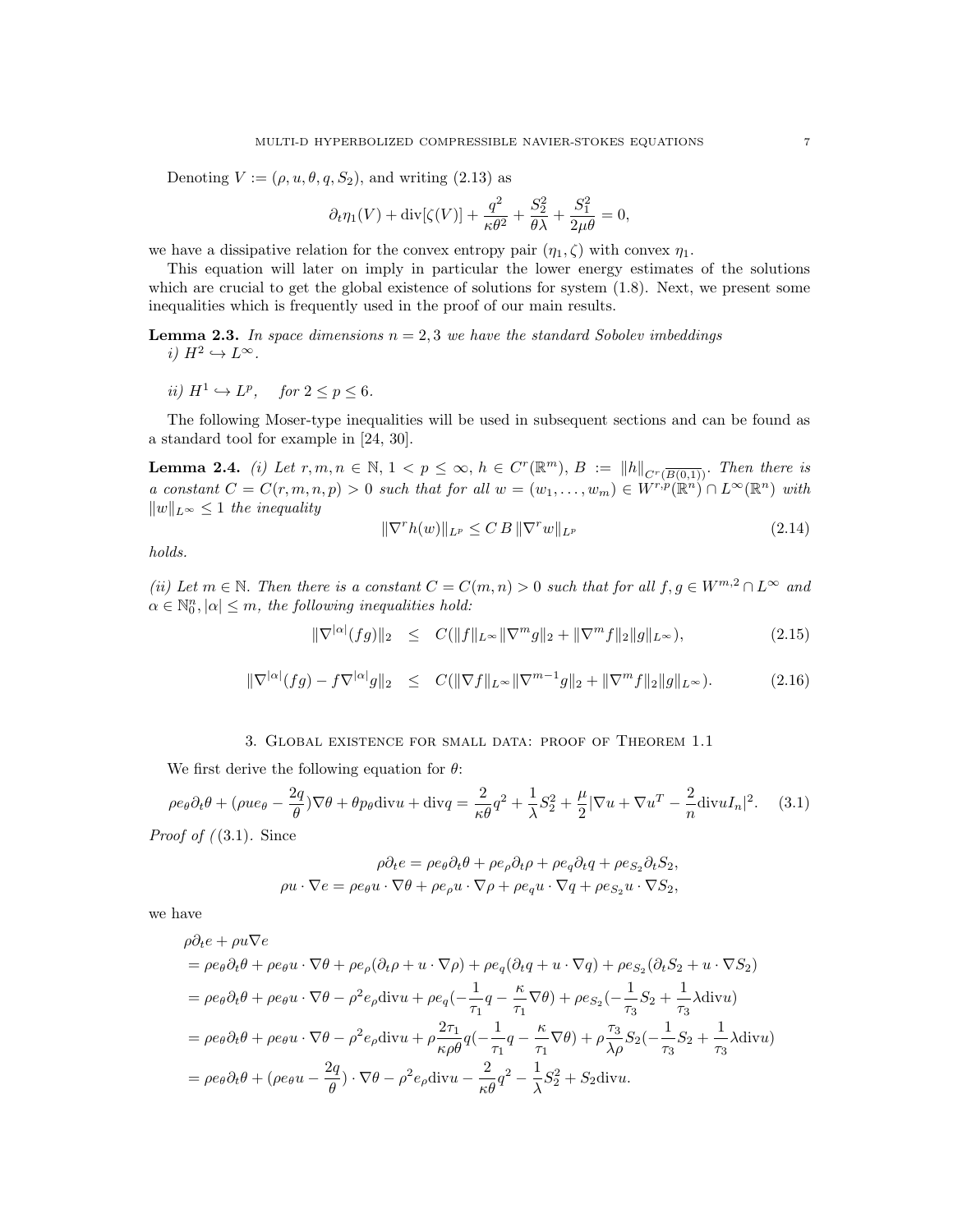Denoting $V := (\rho, u, \theta, q, S_2)$, and writing (2.13) as

$$\partial_t \eta_1(V) + \operatorname{div}[\zeta(V)] + \frac{q^2}{\kappa\theta^2} + \frac{S_2^2}{\theta\lambda} + \frac{S_1^2}{2\mu\theta} = 0,$$

we have a dissipative relation for the convex entropy pair $(\eta_1, \zeta)$ with convex $\eta_1$.

This equation will later on imply in particular the lower energy estimates of the solutions which are crucial to get the global existence of solutions for system (1.8). Next, we present some inequalities which is frequently used in the proof of our main results.

**Lemma 2.3.** *In space dimensions $n = 2, 3$ we have the standard Sobolev imbeddings*
*i) $H^2 \hookrightarrow L^\infty$.*

*ii) $H^1 \hookrightarrow L^p, \quad for\ 2 \leq p \leq 6.$*

The following Moser-type inequalities will be used in subsequent sections and can be found as a standard tool for example in [24, 30].

**Lemma 2.4.** *(i) Let $r, m, n \in \mathbb{N}$, $1 < p \leq \infty$, $h \in C^r(\mathbb{R}^m)$, $B := \|h\|_{C^r(\overline{B(0,1)})}$. Then there is a constant $C = C(r, m, n, p) > 0$ such that for all $w = (w_1, \ldots, w_m) \in W^{r,p}(\mathbb{R}^n) \cap L^\infty(\mathbb{R}^n)$ with $\|w\|_{L^\infty} \leq 1$ the inequality*

$$\|\nabla^r h(w)\|_{L^p} \leq C\, B\, \|\nabla^r w\|_{L^p} \tag{2.14}$$

*holds.*

*(ii) Let $m \in \mathbb{N}$. Then there is a constant $C = C(m, n) > 0$ such that for all $f, g \in W^{m,2} \cap L^\infty$ and $\alpha \in \mathbb{N}_0^n, |\alpha| \leq m$, the following inequalities hold:*

$$\|\nabla^{|\alpha|}(fg)\|_2 \leq C(\|f\|_{L^\infty}\|\nabla^m g\|_2 + \|\nabla^m f\|_2 \|g\|_{L^\infty}), \tag{2.15}$$

$$\|\nabla^{|\alpha|}(fg) - f\nabla^{|\alpha|} g\|_2 \leq C(\|\nabla f\|_{L^\infty}\|\nabla^{m-1} g\|_2 + \|\nabla^m f\|_2 \|g\|_{L^\infty}). \tag{2.16}$$

## 3. Global existence for small data: proof of Theorem 1.1

We first derive the following equation for $\theta$:

$$\rho e_\theta \partial_t \theta + (\rho u e_\theta - \frac{2q}{\theta})\nabla\theta + \theta p_\theta \operatorname{div} u + \operatorname{div} q = \frac{2}{\kappa\theta} q^2 + \frac{1}{\lambda} S_2^2 + \frac{\mu}{2}|\nabla u + \nabla u^T - \frac{2}{n}\operatorname{div} u I_n|^2. \tag{3.1}$$

*Proof of (* (3.1). Since

$$\rho\partial_t e = \rho e_\theta \partial_t \theta + \rho e_\rho \partial_t \rho + \rho e_q \partial_t q + \rho e_{S_2} \partial_t S_2,$$
$$\rho u \cdot \nabla e = \rho e_\theta u \cdot \nabla\theta + \rho e_\rho u \cdot \nabla\rho + \rho e_q u \cdot \nabla q + \rho e_{S_2} u \cdot \nabla S_2,$$

we have

$$\begin{aligned}
&\rho\partial_t e + \rho u \nabla e \\
&= \rho e_\theta \partial_t \theta + \rho e_\theta u \cdot \nabla\theta + \rho e_\rho(\partial_t \rho + u \cdot \nabla\rho) + \rho e_q(\partial_t q + u \cdot \nabla q) + \rho e_{S_2}(\partial_t S_2 + u \cdot \nabla S_2) \\
&= \rho e_\theta \partial_t \theta + \rho e_\theta u \cdot \nabla\theta - \rho^2 e_\rho \operatorname{div} u + \rho e_q(-\frac{1}{\tau_1} q - \frac{\kappa}{\tau_1}\nabla\theta) + \rho e_{S_2}(-\frac{1}{\tau_3} S_2 + \frac{1}{\tau_3}\lambda \operatorname{div} u) \\
&= \rho e_\theta \partial_t \theta + \rho e_\theta u \cdot \nabla\theta - \rho^2 e_\rho \operatorname{div} u + \rho\frac{2\tau_1}{\kappa\rho\theta} q(-\frac{1}{\tau_1} q - \frac{\kappa}{\tau_1}\nabla\theta) + \rho\frac{\tau_3}{\lambda\rho} S_2(-\frac{1}{\tau_3} S_2 + \frac{1}{\tau_3}\lambda \operatorname{div} u) \\
&= \rho e_\theta \partial_t \theta + (\rho e_\theta u - \frac{2q}{\theta}) \cdot \nabla\theta - \rho^2 e_\rho \operatorname{div} u - \frac{2}{\kappa\theta} q^2 - \frac{1}{\lambda} S_2^2 + S_2 \operatorname{div} u.
\end{aligned}$$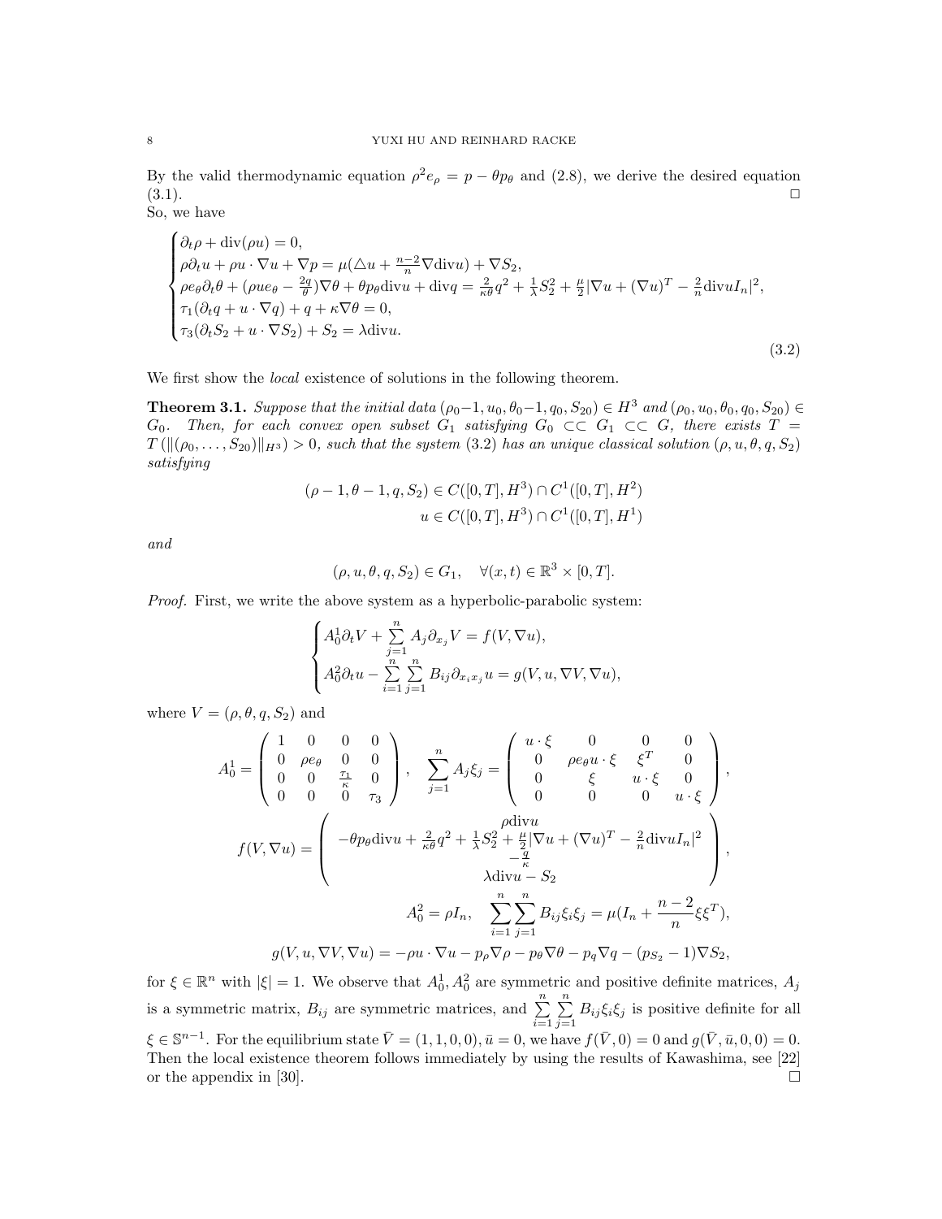By the valid thermodynamic equation $\rho^2 e_\rho = p - \theta p_\theta$ and (2.8), we derive the desired equation (3.1). $\square$

So, we have

$$
\begin{cases}
\partial_t \rho + \mathrm{div}(\rho u) = 0, \\
\rho \partial_t u + \rho u \cdot \nabla u + \nabla p = \mu(\triangle u + \frac{n-2}{n} \nabla \mathrm{div} u) + \nabla S_2, \\
\rho e_\theta \partial_t \theta + (\rho u e_\theta - \frac{2q}{\theta}) \nabla \theta + \theta p_\theta \mathrm{div} u + \mathrm{div} q = \frac{2}{\kappa \theta} q^2 + \frac{1}{\lambda} S_2^2 + \frac{\mu}{2} |\nabla u + (\nabla u)^T - \frac{2}{n} \mathrm{div} u I_n|^2, \\
\tau_1 (\partial_t q + u \cdot \nabla q) + q + \kappa \nabla \theta = 0, \\
\tau_3 (\partial_t S_2 + u \cdot \nabla S_2) + S_2 = \lambda \mathrm{div} u.
\end{cases}
\tag{3.2}
$$

We first show the *local* existence of solutions in the following theorem.

**Theorem 3.1.** *Suppose that the initial data $(\rho_0 - 1, u_0, \theta_0 - 1, q_0, S_{20}) \in H^3$ and $(\rho_0, u_0, \theta_0, q_0, S_{20}) \in G_0$. Then, for each convex open subset $G_1$ satisfying $G_0 \subset\subset G_1 \subset\subset G$, there exists $T = T(\|(\rho_0, \ldots, S_{20})\|_{H^3}) > 0$, such that the system (3.2) has an unique classical solution $(\rho, u, \theta, q, S_2)$ satisfying*

$$
(\rho - 1, \theta - 1, q, S_2) \in C([0,T], H^3) \cap C^1([0,T], H^2)
$$
$$
u \in C([0,T], H^3) \cap C^1([0,T], H^1)
$$

*and*

$$
(\rho, u, \theta, q, S_2) \in G_1, \quad \forall (x,t) \in \mathbb{R}^3 \times [0,T].
$$

*Proof.* First, we write the above system as a hyperbolic-parabolic system:

$$
\begin{cases}
A_0^1 \partial_t V + \sum_{j=1}^{n} A_j \partial_{x_j} V = f(V, \nabla u), \\
A_0^2 \partial_t u - \sum_{i=1}^{n} \sum_{j=1}^{n} B_{ij} \partial_{x_i x_j} u = g(V, u, \nabla V, \nabla u),
\end{cases}
$$

where $V = (\rho, \theta, q, S_2)$ and

$$
A_0^1 = \begin{pmatrix} 1 & 0 & 0 & 0 \\ 0 & \rho e_\theta & 0 & 0 \\ 0 & 0 & \frac{\tau_1}{\kappa} & 0 \\ 0 & 0 & 0 & \tau_3 \end{pmatrix}, \quad \sum_{j=1}^{n} A_j \xi_j = \begin{pmatrix} u \cdot \xi & 0 & 0 & 0 \\ 0 & \rho e_\theta u \cdot \xi & \xi^T & 0 \\ 0 & \xi & u \cdot \xi & 0 \\ 0 & 0 & 0 & u \cdot \xi \end{pmatrix},
$$

$$
f(V, \nabla u) = \begin{pmatrix} \rho \mathrm{div} u \\ -\theta p_\theta \mathrm{div} u + \frac{2}{\kappa \theta} q^2 + \frac{1}{\lambda} S_2^2 + \frac{\mu}{2} |\nabla u + (\nabla u)^T - \frac{2}{n} \mathrm{div} u I_n|^2 \\ -\frac{q}{\kappa} \\ \lambda \mathrm{div} u - S_2 \end{pmatrix},
$$

$$
A_0^2 = \rho I_n, \quad \sum_{i=1}^{n} \sum_{j=1}^{n} B_{ij} \xi_i \xi_j = \mu (I_n + \frac{n-2}{n} \xi \xi^T),
$$

$$
g(V, u, \nabla V, \nabla u) = -\rho u \cdot \nabla u - p_\rho \nabla \rho - p_\theta \nabla \theta - p_q \nabla q - (p_{S_2} - 1) \nabla S_2,
$$

for $\xi \in \mathbb{R}^n$ with $|\xi| = 1$. We observe that $A_0^1, A_0^2$ are symmetric and positive definite matrices, $A_j$ is a symmetric matrix, $B_{ij}$ are symmetric matrices, and $\sum_{i=1}^{n} \sum_{j=1}^{n} B_{ij} \xi_i \xi_j$ is positive definite for all $\xi \in \mathbb{S}^{n-1}$. For the equilibrium state $\bar{V} = (1,1,0,0), \bar{u} = 0$, we have $f(\bar{V}, 0) = 0$ and $g(\bar{V}, \bar{u}, 0, 0) = 0$. Then the local existence theorem follows immediately by using the results of Kawashima, see [22] or the appendix in [30]. $\square$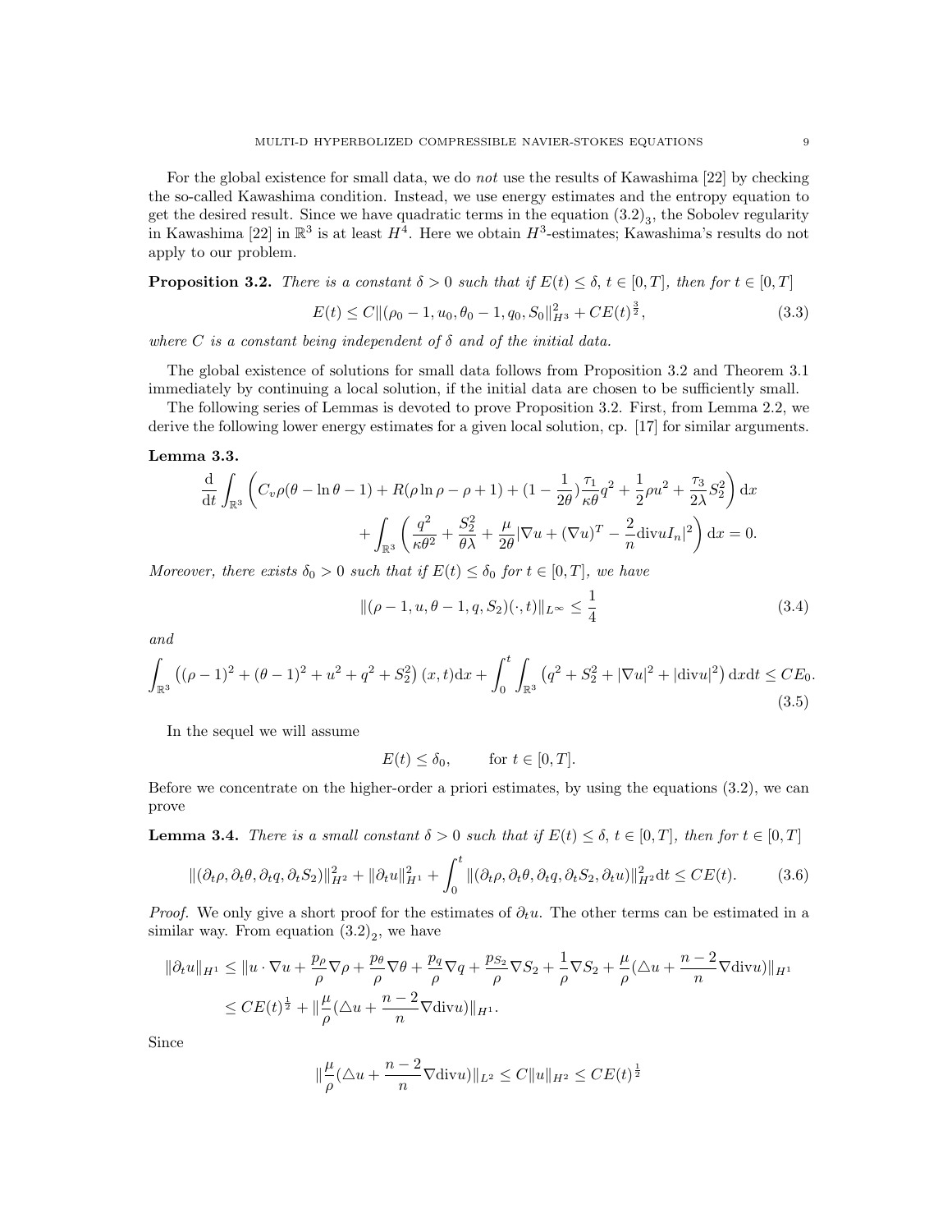For the global existence for small data, we do *not* use the results of Kawashima [22] by checking the so-called Kawashima condition. Instead, we use energy estimates and the entropy equation to get the desired result. Since we have quadratic terms in the equation $(3.2)_3$, the Sobolev regularity in Kawashima [22] in $\mathbb{R}^3$ is at least $H^4$. Here we obtain $H^3$-estimates; Kawashima's results do not apply to our problem.

**Proposition 3.2.** *There is a constant $\delta > 0$ such that if $E(t) \le \delta$, $t \in [0, T]$, then for $t \in [0, T]$*

$$E(t) \le C\|(\rho_0 - 1, u_0, \theta_0 - 1, q_0, S_0\|_{H^3}^2 + CE(t)^{\frac{3}{2}}, \tag{3.3}$$

*where $C$ is a constant being independent of $\delta$ and of the initial data.*

The global existence of solutions for small data follows from Proposition 3.2 and Theorem 3.1 immediately by continuing a local solution, if the initial data are chosen to be sufficiently small.

The following series of Lemmas is devoted to prove Proposition 3.2. First, from Lemma 2.2, we derive the following lower energy estimates for a given local solution, cp. [17] for similar arguments.

**Lemma 3.3.**

$$\frac{\mathrm{d}}{\mathrm{d}t}\int_{\mathbb{R}^3}\left(C_v\rho(\theta - \ln\theta - 1) + R(\rho\ln\rho - \rho + 1) + (1 - \frac{1}{2\theta})\frac{\tau_1}{\kappa\theta}q^2 + \frac{1}{2}\rho u^2 + \frac{\tau_3}{2\lambda}S_2^2\right)\mathrm{d}x$$
$$+ \int_{\mathbb{R}^3}\left(\frac{q^2}{\kappa\theta^2} + \frac{S_2^2}{\theta\lambda} + \frac{\mu}{2\theta}|\nabla u + (\nabla u)^T - \frac{2}{n}\mathrm{div}uI_n|^2\right)\mathrm{d}x = 0.$$

*Moreover, there exists $\delta_0 > 0$ such that if $E(t) \le \delta_0$ for $t \in [0, T]$, we have*

$$\|(\rho - 1, u, \theta - 1, q, S_2)(\cdot, t)\|_{L^\infty} \le \frac{1}{4} \tag{3.4}$$

*and*

$$\int_{\mathbb{R}^3}\left((\rho - 1)^2 + (\theta - 1)^2 + u^2 + q^2 + S_2^2\right)(x, t)\mathrm{d}x + \int_0^t\int_{\mathbb{R}^3}\left(q^2 + S_2^2 + |\nabla u|^2 + |\mathrm{div}u|^2\right)\mathrm{d}x\mathrm{d}t \le CE_0. \tag{3.5}$$

In the sequel we will assume

$$E(t) \le \delta_0, \qquad \text{for } t \in [0, T].$$

Before we concentrate on the higher-order a priori estimates, by using the equations (3.2), we can prove

**Lemma 3.4.** *There is a small constant $\delta > 0$ such that if $E(t) \le \delta$, $t \in [0, T]$, then for $t \in [0, T]$*

$$\|(\partial_t\rho, \partial_t\theta, \partial_t q, \partial_t S_2)\|_{H^2}^2 + \|\partial_t u\|_{H^1}^2 + \int_0^t \|(\partial_t\rho, \partial_t\theta, \partial_t q, \partial_t S_2, \partial_t u)\|_{H^2}^2\mathrm{d}t \le CE(t). \tag{3.6}$$

*Proof.* We only give a short proof for the estimates of $\partial_t u$. The other terms can be estimated in a similar way. From equation $(3.2)_2$, we have

$$\|\partial_t u\|_{H^1} \le \|u\cdot\nabla u + \frac{p_\rho}{\rho}\nabla\rho + \frac{p_\theta}{\rho}\nabla\theta + \frac{p_q}{\rho}\nabla q + \frac{p_{S_2}}{\rho}\nabla S_2 + \frac{1}{\rho}\nabla S_2 + \frac{\mu}{\rho}(\triangle u + \frac{n-2}{n}\nabla\mathrm{div}u)\|_{H^1}$$
$$\le CE(t)^{\frac{1}{2}} + \|\frac{\mu}{\rho}(\triangle u + \frac{n-2}{n}\nabla\mathrm{div}u)\|_{H^1}.$$

Since

$$\|\frac{\mu}{\rho}(\triangle u + \frac{n-2}{n}\nabla\mathrm{div}u)\|_{L^2} \le C\|u\|_{H^2} \le CE(t)^{\frac{1}{2}}$$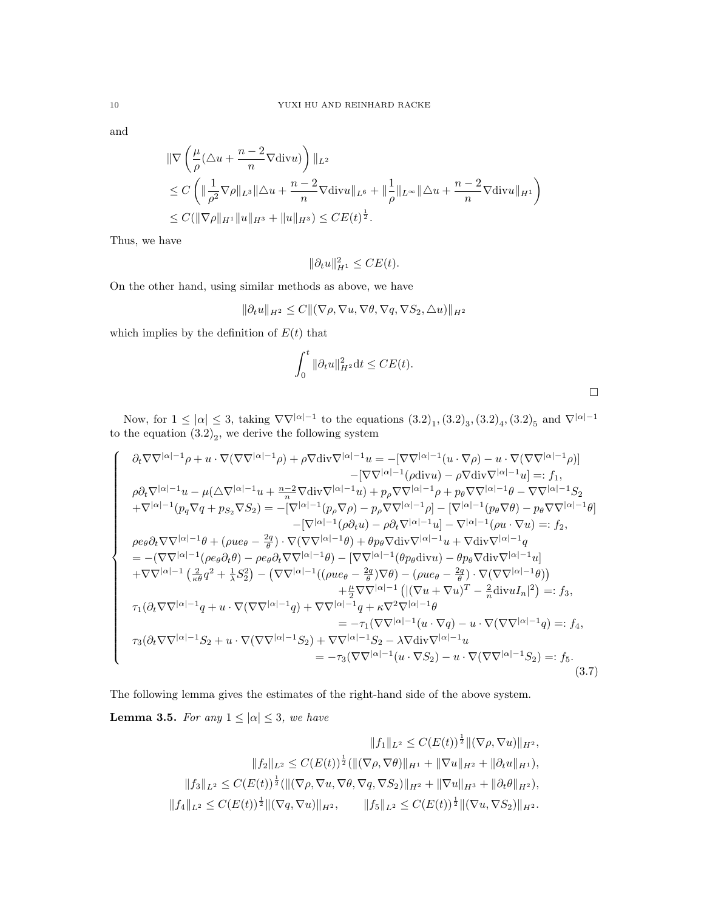and

$$
\begin{aligned}
&\|\nabla\left(\frac{\mu}{\rho}(\triangle u+\frac{n-2}{n}\nabla\mathrm{div}u)\right)\|_{L^2}\\
&\le C\left(\|\frac{1}{\rho^2}\nabla\rho\|_{L^3}\|\triangle u+\frac{n-2}{n}\nabla\mathrm{div}u\|_{L^6}+\|\frac{1}{\rho}\|_{L^\infty}\|\triangle u+\frac{n-2}{n}\nabla\mathrm{div}u\|_{H^1}\right)\\
&\le C(\|\nabla\rho\|_{H^1}\|u\|_{H^3}+\|u\|_{H^3})\le CE(t)^{\frac12}.
\end{aligned}
$$

Thus, we have

$$
\|\partial_t u\|_{H^1}^2\le CE(t).
$$

On the other hand, using similar methods as above, we have

$$
\|\partial_t u\|_{H^2}\le C\|(\nabla\rho,\nabla u,\nabla\theta,\nabla q,\nabla S_2,\triangle u)\|_{H^2}
$$

which implies by the definition of $E(t)$ that

$$
\int_0^t\|\partial_t u\|_{H^2}^2\mathrm{d}t\le CE(t).
$$

□

Now, for $1\le|\alpha|\le3$, taking $\nabla\nabla^{|\alpha|-1}$ to the equations $(3.2)_1,(3.2)_3,(3.2)_4,(3.2)_5$ and $\nabla^{|\alpha|-1}$ to the equation $(3.2)_2$, we derive the following system

$$
\left\{
\begin{aligned}
&\partial_t\nabla\nabla^{|\alpha|-1}\rho+u\cdot\nabla(\nabla\nabla^{|\alpha|-1}\rho)+\rho\nabla\mathrm{div}\nabla^{|\alpha|-1}u=-[\nabla\nabla^{|\alpha|-1}(u\cdot\nabla\rho)-u\cdot\nabla(\nabla\nabla^{|\alpha|-1}\rho)]\\
&\qquad\qquad-[\nabla\nabla^{|\alpha|-1}(\rho\mathrm{div}u)-\rho\nabla\mathrm{div}\nabla^{|\alpha|-1}u]=:f_1,\\
&\rho\partial_t\nabla^{|\alpha|-1}u-\mu(\triangle\nabla^{|\alpha|-1}u+\tfrac{n-2}{n}\nabla\mathrm{div}\nabla^{|\alpha|-1}u)+p_\rho\nabla\nabla^{|\alpha|-1}\rho+p_\theta\nabla\nabla^{|\alpha|-1}\theta-\nabla\nabla^{|\alpha|-1}S_2\\
&+\nabla^{|\alpha|-1}(p_q\nabla q+p_{S_2}\nabla S_2)=-[\nabla^{|\alpha|-1}(p_\rho\nabla\rho)-p_\rho\nabla\nabla^{|\alpha|-1}\rho]-[\nabla^{|\alpha|-1}(p_\theta\nabla\theta)-p_\theta\nabla\nabla^{|\alpha|-1}\theta]\\
&\qquad\qquad-[\nabla^{|\alpha|-1}(\rho\partial_t u)-\rho\partial_t\nabla^{|\alpha|-1}u]-\nabla^{|\alpha|-1}(\rho u\cdot\nabla u)=:f_2,\\
&\rho e_\theta\partial_t\nabla\nabla^{|\alpha|-1}\theta+(\rho u e_\theta-\tfrac{2q}{\theta})\cdot\nabla(\nabla\nabla^{|\alpha|-1}\theta)+\theta p_\theta\nabla\mathrm{div}\nabla^{|\alpha|-1}u+\nabla\mathrm{div}\nabla^{|\alpha|-1}q\\
&=-(\nabla\nabla^{|\alpha|-1}(\rho e_\theta\partial_t\theta)-\rho e_\theta\partial_t\nabla\nabla^{|\alpha|-1}\theta)-[\nabla\nabla^{|\alpha|-1}(\theta p_\theta\mathrm{div}u)-\theta p_\theta\nabla\mathrm{div}\nabla^{|\alpha|-1}u]\\
&+\nabla\nabla^{|\alpha|-1}\left(\tfrac{2}{\kappa\theta}q^2+\tfrac{1}{\lambda}S_2^2\right)-\left(\nabla\nabla^{|\alpha|-1}((\rho u e_\theta-\tfrac{2q}{\theta})\nabla\theta)-(\rho u e_\theta-\tfrac{2q}{\theta})\cdot\nabla(\nabla\nabla^{|\alpha|-1}\theta)\right)\\
&\qquad\qquad+\tfrac{\mu}{2}\nabla\nabla^{|\alpha|-1}\left(|(\nabla u+\nabla u)^T-\tfrac{2}{n}\mathrm{div}uI_n|^2\right)=:f_3,\\
&\tau_1(\partial_t\nabla\nabla^{|\alpha|-1}q+u\cdot\nabla(\nabla\nabla^{|\alpha|-1}q)+\nabla\nabla^{|\alpha|-1}q+\kappa\nabla^2\nabla^{|\alpha|-1}\theta\\
&\qquad\qquad=-\tau_1(\nabla\nabla^{|\alpha|-1}(u\cdot\nabla q)-u\cdot\nabla(\nabla\nabla^{|\alpha|-1}q)=:f_4,\\
&\tau_3(\partial_t\nabla\nabla^{|\alpha|-1}S_2+u\cdot\nabla(\nabla\nabla^{|\alpha|-1}S_2)+\nabla\nabla^{|\alpha|-1}S_2-\lambda\nabla\mathrm{div}\nabla^{|\alpha|-1}u\\
&\qquad\qquad=-\tau_3(\nabla\nabla^{|\alpha|-1}(u\cdot\nabla S_2)-u\cdot\nabla(\nabla\nabla^{|\alpha|-1}S_2)=:f_5.
\end{aligned}
\right.
\tag{3.7}
$$

The following lemma gives the estimates of the right-hand side of the above system.

**Lemma 3.5.** *For any $1\le|\alpha|\le3$, we have*

$$
\begin{aligned}
\|f_1\|_{L^2}&\le C(E(t))^{\frac12}\|(\nabla\rho,\nabla u)\|_{H^2},\\
\|f_2\|_{L^2}&\le C(E(t))^{\frac12}(\|(\nabla\rho,\nabla\theta)\|_{H^1}+\|\nabla u\|_{H^2}+\|\partial_t u\|_{H^1}),\\
\|f_3\|_{L^2}&\le C(E(t))^{\frac12}(\|(\nabla\rho,\nabla u,\nabla\theta,\nabla q,\nabla S_2)\|_{H^2}+\|\nabla u\|_{H^3}+\|\partial_t\theta\|_{H^2}),\\
\|f_4\|_{L^2}&\le C(E(t))^{\frac12}\|(\nabla q,\nabla u)\|_{H^2},\qquad \|f_5\|_{L^2}\le C(E(t))^{\frac12}\|(\nabla u,\nabla S_2)\|_{H^2}.
\end{aligned}
$$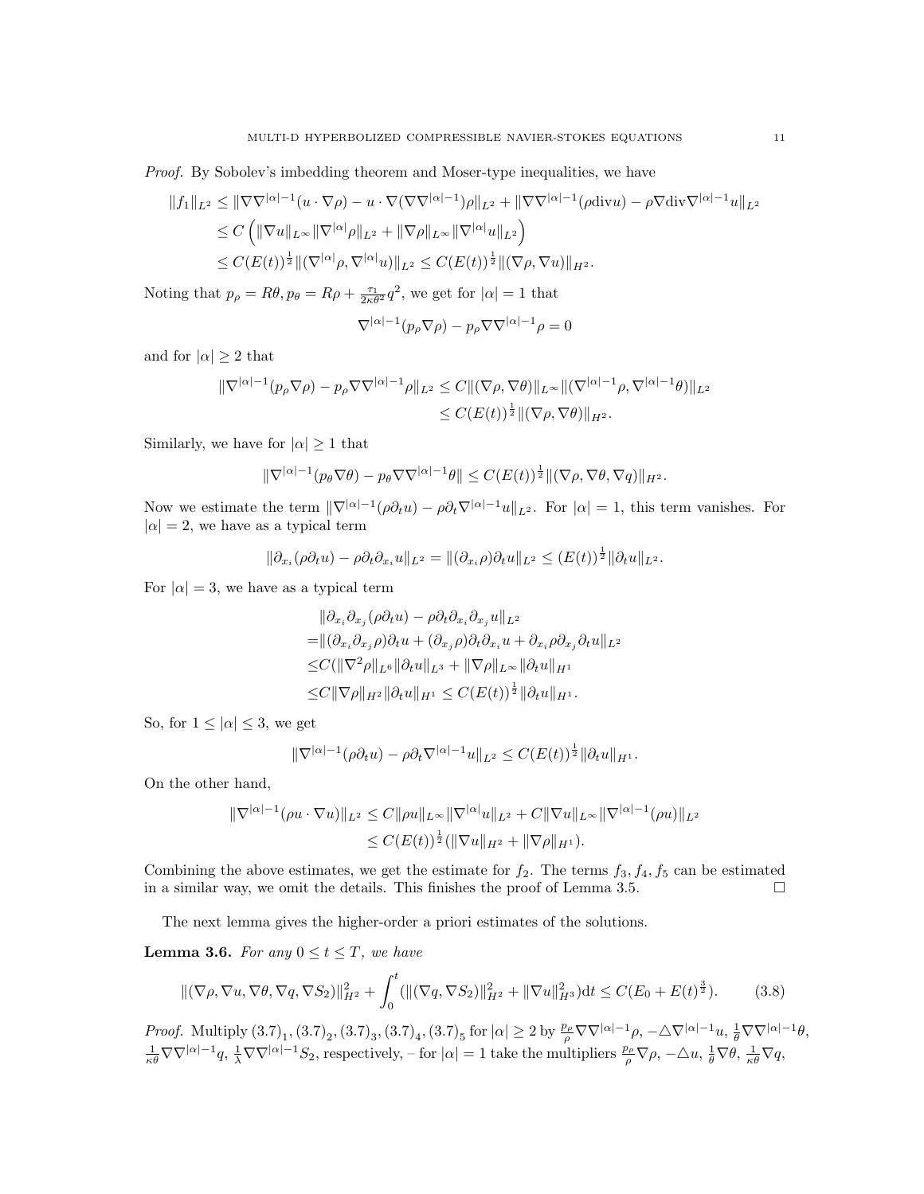*Proof.* By Sobolev's imbedding theorem and Moser-type inequalities, we have

$$
\begin{aligned}
\|f_1\|_{L^2} &\le \|\nabla\nabla^{|\alpha|-1}(u\cdot\nabla\rho) - u\cdot\nabla(\nabla\nabla^{|\alpha|-1})\rho\|_{L^2} + \|\nabla\nabla^{|\alpha|-1}(\rho\text{div}u) - \rho\nabla\text{div}\nabla^{|\alpha|-1}u\|_{L^2}\\
&\le C\left(\|\nabla u\|_{L^\infty}\|\nabla^{|\alpha|}\rho\|_{L^2} + \|\nabla\rho\|_{L^\infty}\|\nabla^{|\alpha|}u\|_{L^2}\right)\\
&\le C(E(t))^{\frac12}\|(\nabla^{|\alpha|}\rho,\nabla^{|\alpha|}u)\|_{L^2} \le C(E(t))^{\frac12}\|(\nabla\rho,\nabla u)\|_{H^2}.
\end{aligned}
$$

Noting that $p_\rho = R\theta, p_\theta = R\rho + \frac{\tau_1}{2\kappa\theta^2}q^2$, we get for $|\alpha| = 1$ that

$$
\nabla^{|\alpha|-1}(p_\rho\nabla\rho) - p_\rho\nabla\nabla^{|\alpha|-1}\rho = 0
$$

and for $|\alpha|\ge 2$ that

$$
\begin{aligned}
\|\nabla^{|\alpha|-1}(p_\rho\nabla\rho) - p_\rho\nabla\nabla^{|\alpha|-1}\rho\|_{L^2} &\le C\|(\nabla\rho,\nabla\theta)\|_{L^\infty}\|(\nabla^{|\alpha|-1}\rho,\nabla^{|\alpha|-1}\theta)\|_{L^2}\\
&\le C(E(t))^{\frac12}\|(\nabla\rho,\nabla\theta)\|_{H^2}.
\end{aligned}
$$

Similarly, we have for $|\alpha|\ge 1$ that

$$
\|\nabla^{|\alpha|-1}(p_\theta\nabla\theta) - p_\theta\nabla\nabla^{|\alpha|-1}\theta\| \le C(E(t))^{\frac12}\|(\nabla\rho,\nabla\theta,\nabla q)\|_{H^2}.
$$

Now we estimate the term $\|\nabla^{|\alpha|-1}(\rho\partial_t u) - \rho\partial_t\nabla^{|\alpha|-1}u\|_{L^2}$. For $|\alpha| = 1$, this term vanishes. For $|\alpha| = 2$, we have as a typical term

$$
\|\partial_{x_i}(\rho\partial_t u) - \rho\partial_t\partial_{x_i}u\|_{L^2} = \|(\partial_{x_i}\rho)\partial_t u\|_{L^2} \le (E(t))^{\frac12}\|\partial_t u\|_{L^2}.
$$

For $|\alpha| = 3$, we have as a typical term

$$
\begin{aligned}
&\|\partial_{x_i}\partial_{x_j}(\rho\partial_t u) - \rho\partial_t\partial_{x_i}\partial_{x_j}u\|_{L^2}\\
=&\|(\partial_{x_i}\partial_{x_j}\rho)\partial_t u + (\partial_{x_j}\rho)\partial_t\partial_{x_i}u + \partial_{x_i}\rho\partial_{x_j}\partial_t u\|_{L^2}\\
\le& C(\|\nabla^2\rho\|_{L^6}\|\partial_t u\|_{L^3} + \|\nabla\rho\|_{L^\infty}\|\partial_t u\|_{H^1}\\
\le& C\|\nabla\rho\|_{H^2}\|\partial_t u\|_{H^1} \le C(E(t))^{\frac12}\|\partial_t u\|_{H^1}.
\end{aligned}
$$

So, for $1\le|\alpha|\le 3$, we get

$$
\|\nabla^{|\alpha|-1}(\rho\partial_t u) - \rho\partial_t\nabla^{|\alpha|-1}u\|_{L^2} \le C(E(t))^{\frac12}\|\partial_t u\|_{H^1}.
$$

On the other hand,

$$
\begin{aligned}
\|\nabla^{|\alpha|-1}(\rho u\cdot\nabla u)\|_{L^2} &\le C\|\rho u\|_{L^\infty}\|\nabla^{|\alpha|}u\|_{L^2} + C\|\nabla u\|_{L^\infty}\|\nabla^{|\alpha|-1}(\rho u)\|_{L^2}\\
&\le C(E(t))^{\frac12}(\|\nabla u\|_{H^2} + \|\nabla\rho\|_{H^1}).
\end{aligned}
$$

Combining the above estimates, we get the estimate for $f_2$. The terms $f_3, f_4, f_5$ can be estimated in a similar way, we omit the details. This finishes the proof of Lemma 3.5. $\square$

The next lemma gives the higher-order a priori estimates of the solutions.

**Lemma 3.6.** *For any $0\le t\le T$, we have*

$$
\|(\nabla\rho,\nabla u,\nabla\theta,\nabla q,\nabla S_2)\|_{H^2}^2 + \int_0^t(\|(\nabla q,\nabla S_2)\|_{H^2}^2 + \|\nabla u\|_{H^3}^2)\mathrm{d}t \le C(E_0 + E(t)^{\frac32}). \tag{3.8}
$$

*Proof.* Multiply $(3.7)_1, (3.7)_2, (3.7)_3, (3.7)_4, (3.7)_5$ for $|\alpha|\ge 2$ by $\frac{p_\rho}{\rho}\nabla\nabla^{|\alpha|-1}\rho$, $-\triangle\nabla^{|\alpha|-1}u$, $\frac{1}{\theta}\nabla\nabla^{|\alpha|-1}\theta$, $\frac{1}{\kappa\theta}\nabla\nabla^{|\alpha|-1}q$, $\frac{1}{\lambda}\nabla\nabla^{|\alpha|-1}S_2$, respectively, – for $|\alpha| = 1$ take the multipliers $\frac{p_\rho}{\rho}\nabla\rho$, $-\triangle u$, $\frac{1}{\theta}\nabla\theta$, $\frac{1}{\kappa\theta}\nabla q$,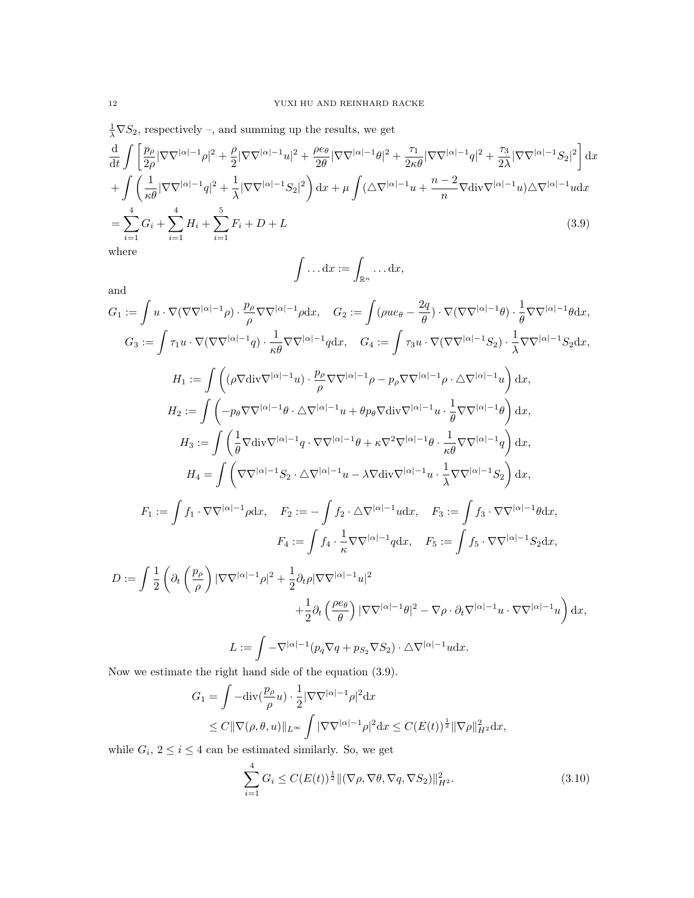$\frac{1}{\lambda}\nabla S_2$, respectively –, and summing up the results, we get

$$
\begin{aligned}
&\frac{\mathrm{d}}{\mathrm{d}t}\int\left[\frac{p_\rho}{2\rho}|\nabla\nabla^{|\alpha|-1}\rho|^2+\frac{\rho}{2}|\nabla\nabla^{|\alpha|-1}u|^2+\frac{\rho e_\theta}{2\theta}|\nabla\nabla^{|\alpha|-1}\theta|^2+\frac{\tau_1}{2\kappa\theta}|\nabla\nabla^{|\alpha|-1}q|^2+\frac{\tau_3}{2\lambda}|\nabla\nabla^{|\alpha|-1}S_2|^2\right]\mathrm{d}x\\
&+\int\left(\frac{1}{\kappa\theta}|\nabla\nabla^{|\alpha|-1}q|^2+\frac{1}{\lambda}|\nabla\nabla^{|\alpha|-1}S_2|^2\right)\mathrm{d}x+\mu\int(\triangle\nabla^{|\alpha|-1}u+\frac{n-2}{n}\nabla\mathrm{div}\nabla^{|\alpha|-1}u)\triangle\nabla^{|\alpha|-1}u\mathrm{d}x\\
&=\sum_{i=1}^4 G_i+\sum_{i=1}^4 H_i+\sum_{i=1}^5 F_i+D+L
\end{aligned}\tag{3.9}
$$

where

$$
\int\ldots\mathrm{d}x:=\int_{\mathbb{R}^n}\ldots\mathrm{d}x,
$$

and

$$
G_1:=\int u\cdot\nabla(\nabla\nabla^{|\alpha|-1}\rho)\cdot\frac{p_\rho}{\rho}\nabla\nabla^{|\alpha|-1}\rho\mathrm{d}x,\quad G_2:=\int(\rho u e_\theta-\frac{2q}{\theta})\cdot\nabla(\nabla\nabla^{|\alpha|-1}\theta)\cdot\frac{1}{\theta}\nabla\nabla^{|\alpha|-1}\theta\mathrm{d}x,
$$

$$
G_3:=\int\tau_1 u\cdot\nabla(\nabla\nabla^{|\alpha|-1}q)\cdot\frac{1}{\kappa\theta}\nabla\nabla^{|\alpha|-1}q\mathrm{d}x,\quad G_4:=\int\tau_3 u\cdot\nabla(\nabla\nabla^{|\alpha|-1}S_2)\cdot\frac{1}{\lambda}\nabla\nabla^{|\alpha|-1}S_2\mathrm{d}x,
$$

$$
H_1:=\int\left((\rho\nabla\mathrm{div}\nabla^{|\alpha|-1}u)\cdot\frac{p_\rho}{\rho}\nabla\nabla^{|\alpha|-1}\rho-p_\rho\nabla\nabla^{|\alpha|-1}\rho\cdot\triangle\nabla^{|\alpha|-1}u\right)\mathrm{d}x,
$$

$$
H_2:=\int\left(-p_\theta\nabla\nabla^{|\alpha|-1}\theta\cdot\triangle\nabla^{|\alpha|-1}u+\theta p_\theta\nabla\mathrm{div}\nabla^{|\alpha|-1}u\cdot\frac{1}{\theta}\nabla\nabla^{|\alpha|-1}\theta\right)\mathrm{d}x,
$$

$$
H_3:=\int\left(\frac{1}{\theta}\nabla\mathrm{div}\nabla^{|\alpha|-1}q\cdot\nabla\nabla^{|\alpha|-1}\theta+\kappa\nabla^2\nabla^{|\alpha|-1}\theta\cdot\frac{1}{\kappa\theta}\nabla\nabla^{|\alpha|-1}q\right)\mathrm{d}x,
$$

$$
H_4=\int\left(\nabla\nabla^{|\alpha|-1}S_2\cdot\triangle\nabla^{|\alpha|-1}u-\lambda\nabla\mathrm{div}\nabla^{|\alpha|-1}u\cdot\frac{1}{\lambda}\nabla\nabla^{|\alpha|-1}S_2\right)\mathrm{d}x,
$$

$$
F_1:=\int f_1\cdot\nabla\nabla^{|\alpha|-1}\rho\mathrm{d}x,\quad F_2:=-\int f_2\cdot\triangle\nabla^{|\alpha|-1}u\mathrm{d}x,\quad F_3:=\int f_3\cdot\nabla\nabla^{|\alpha|-1}\theta\mathrm{d}x,
$$

$$
F_4:=\int f_4\cdot\frac{1}{\kappa}\nabla\nabla^{|\alpha|-1}q\mathrm{d}x,\quad F_5:=\int f_5\cdot\nabla\nabla^{|\alpha|-1}S_2\mathrm{d}x,
$$

$$
\begin{aligned}
D:=\int\frac{1}{2}\Bigg(\partial_t\left(\frac{p_\rho}{\rho}\right)|\nabla\nabla^{|\alpha|-1}\rho|^2&+\frac{1}{2}\partial_t\rho|\nabla\nabla^{|\alpha|-1}u|^2\\
&+\frac{1}{2}\partial_t\left(\frac{\rho e_\theta}{\theta}\right)|\nabla\nabla^{|\alpha|-1}\theta|^2-\nabla\rho\cdot\partial_t\nabla^{|\alpha|-1}u\cdot\nabla\nabla^{|\alpha|-1}u\Bigg)\mathrm{d}x,
\end{aligned}
$$

$$
L:=\int-\nabla^{|\alpha|-1}(p_q\nabla q+p_{S_2}\nabla S_2)\cdot\triangle\nabla^{|\alpha|-1}u\mathrm{d}x.
$$

Now we estimate the right hand side of the equation (3.9).

$$
\begin{aligned}
G_1&=\int-\mathrm{div}(\frac{p_\rho}{\rho}u)\cdot\frac{1}{2}|\nabla\nabla^{|\alpha|-1}\rho|^2\mathrm{d}x\\
&\le C\|\nabla(\rho,\theta,u)\|_{L^\infty}\int|\nabla\nabla^{|\alpha|-1}\rho|^2\mathrm{d}x\le C(E(t))^{\frac{1}{2}}\|\nabla\rho\|_{H^2}^2\mathrm{d}x,
\end{aligned}
$$

while $G_i$, $2\le i\le 4$ can be estimated similarly. So, we get

$$
\sum_{i=1}^4 G_i\le C(E(t))^{\frac{1}{2}}\|(\nabla\rho,\nabla\theta,\nabla q,\nabla S_2)\|_{H^2}^2.\tag{3.10}
$$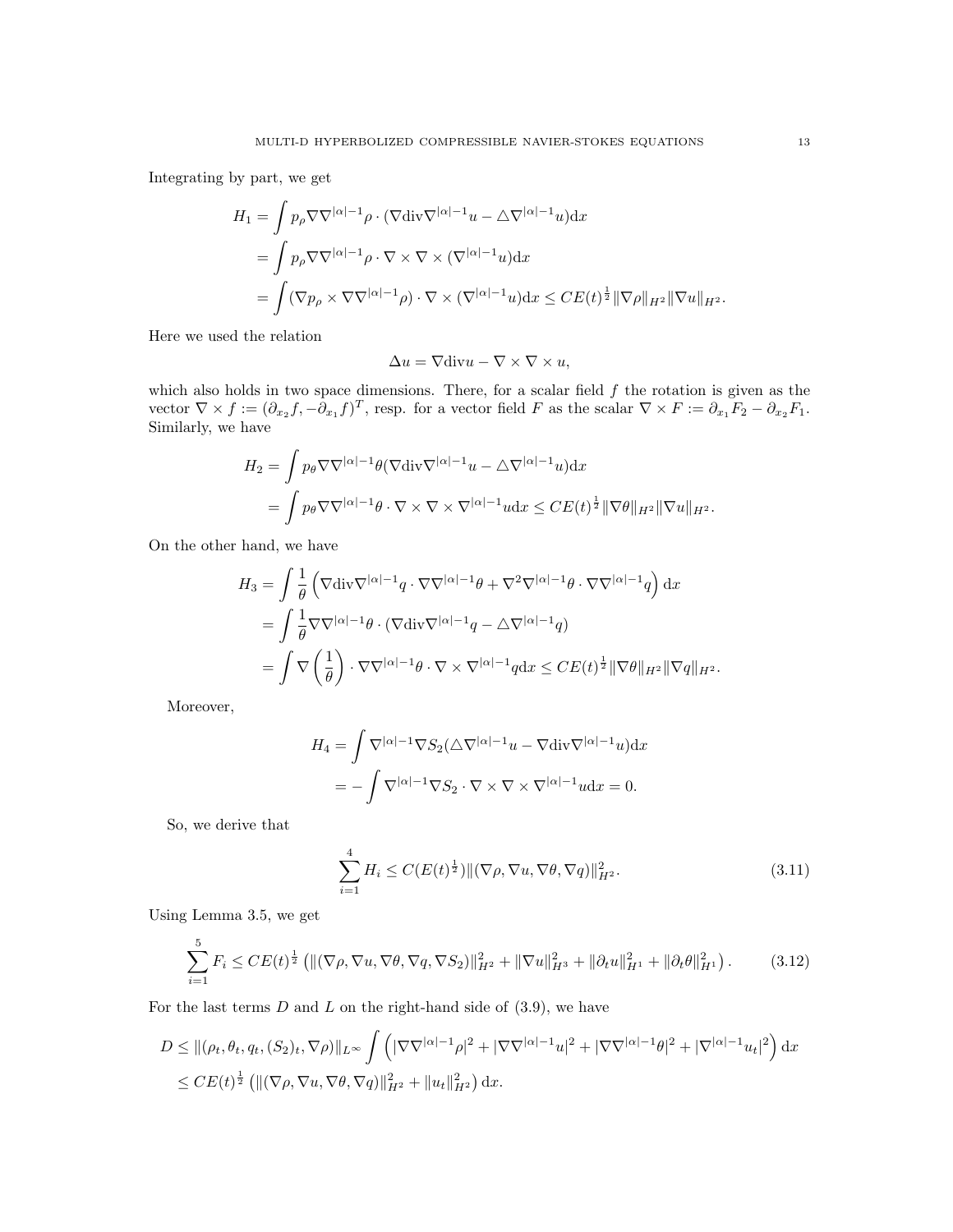Integrating by part, we get

$$
\begin{aligned}
H_1 &= \int p_\rho \nabla\nabla^{|\alpha|-1}\rho \cdot (\nabla \mathrm{div} \nabla^{|\alpha|-1}u - \triangle \nabla^{|\alpha|-1}u)\mathrm{d}x \\
&= \int p_\rho \nabla\nabla^{|\alpha|-1}\rho \cdot \nabla \times \nabla \times (\nabla^{|\alpha|-1}u)\mathrm{d}x \\
&= \int (\nabla p_\rho \times \nabla\nabla^{|\alpha|-1}\rho) \cdot \nabla \times (\nabla^{|\alpha|-1}u)\mathrm{d}x \leq CE(t)^{\frac{1}{2}}\|\nabla\rho\|_{H^2}\|\nabla u\|_{H^2}.
\end{aligned}
$$

Here we used the relation

$$
\Delta u = \nabla \mathrm{div} u - \nabla \times \nabla \times u,
$$

which also holds in two space dimensions. There, for a scalar field $f$ the rotation is given as the vector $\nabla \times f := (\partial_{x_2} f, -\partial_{x_1} f)^T$, resp. for a vector field $F$ as the scalar $\nabla \times F := \partial_{x_1} F_2 - \partial_{x_2} F_1$. Similarly, we have

$$
\begin{aligned}
H_2 &= \int p_\theta \nabla\nabla^{|\alpha|-1}\theta (\nabla \mathrm{div} \nabla^{|\alpha|-1}u - \triangle \nabla^{|\alpha|-1}u)\mathrm{d}x \\
&= \int p_\theta \nabla\nabla^{|\alpha|-1}\theta \cdot \nabla \times \nabla \times \nabla^{|\alpha|-1}u\mathrm{d}x \leq CE(t)^{\frac{1}{2}}\|\nabla\theta\|_{H^2}\|\nabla u\|_{H^2}.
\end{aligned}
$$

On the other hand, we have

$$
\begin{aligned}
H_3 &= \int \frac{1}{\theta}\left(\nabla \mathrm{div} \nabla^{|\alpha|-1}q \cdot \nabla\nabla^{|\alpha|-1}\theta + \nabla^2\nabla^{|\alpha|-1}\theta \cdot \nabla\nabla^{|\alpha|-1}q\right)\mathrm{d}x \\
&= \int \frac{1}{\theta}\nabla\nabla^{|\alpha|-1}\theta \cdot (\nabla \mathrm{div} \nabla^{|\alpha|-1}q - \triangle \nabla^{|\alpha|-1}q) \\
&= \int \nabla\left(\frac{1}{\theta}\right) \cdot \nabla\nabla^{|\alpha|-1}\theta \cdot \nabla \times \nabla^{|\alpha|-1}q\mathrm{d}x \leq CE(t)^{\frac{1}{2}}\|\nabla\theta\|_{H^2}\|\nabla q\|_{H^2}.
\end{aligned}
$$

Moreover,

$$
\begin{aligned}
H_4 &= \int \nabla^{|\alpha|-1}\nabla S_2(\triangle \nabla^{|\alpha|-1}u - \nabla \mathrm{div} \nabla^{|\alpha|-1}u)\mathrm{d}x \\
&= -\int \nabla^{|\alpha|-1}\nabla S_2 \cdot \nabla \times \nabla \times \nabla^{|\alpha|-1}u\mathrm{d}x = 0.
\end{aligned}
$$

So, we derive that

$$
\sum_{i=1}^{4} H_i \leq C(E(t)^{\frac{1}{2}})\|(\nabla\rho, \nabla u, \nabla\theta, \nabla q)\|_{H^2}^2. \tag{3.11}
$$

Using Lemma 3.5, we get

$$
\sum_{i=1}^{5} F_i \leq CE(t)^{\frac{1}{2}}\left(\|(\nabla\rho, \nabla u, \nabla\theta, \nabla q, \nabla S_2)\|_{H^2}^2 + \|\nabla u\|_{H^3}^2 + \|\partial_t u\|_{H^1}^2 + \|\partial_t\theta\|_{H^1}^2\right). \tag{3.12}
$$

For the last terms $D$ and $L$ on the right-hand side of (3.9), we have

$$
\begin{aligned}
D &\leq \|(\rho_t, \theta_t, q_t, (S_2)_t, \nabla\rho)\|_{L^\infty}\int\left(|\nabla\nabla^{|\alpha|-1}\rho|^2 + |\nabla\nabla^{|\alpha|-1}u|^2 + |\nabla\nabla^{|\alpha|-1}\theta|^2 + |\nabla^{|\alpha|-1}u_t|^2\right)\mathrm{d}x \\
&\leq CE(t)^{\frac{1}{2}}\left(\|(\nabla\rho, \nabla u, \nabla\theta, \nabla q)\|_{H^2}^2 + \|u_t\|_{H^2}^2\right)\mathrm{d}x.
\end{aligned}
$$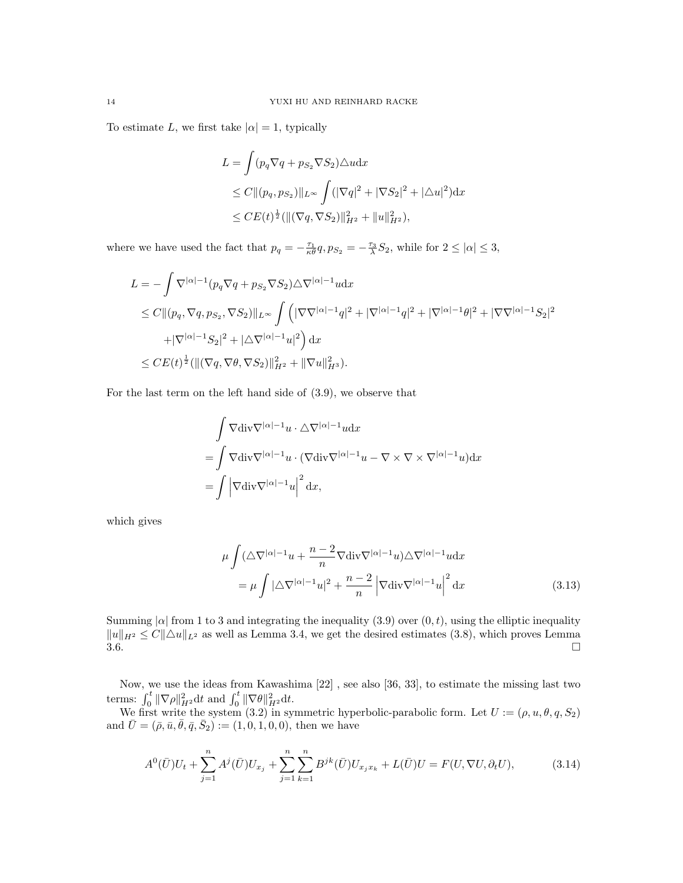To estimate $L$, we first take $|\alpha| = 1$, typically

$$
\begin{aligned}
L &= \int (p_q \nabla q + p_{S_2} \nabla S_2) \triangle u \mathrm{d}x \\
&\leq C \|(p_q, p_{S_2})\|_{L^\infty} \int (|\nabla q|^2 + |\nabla S_2|^2 + |\triangle u|^2) \mathrm{d}x \\
&\leq C E(t)^{\frac{1}{2}} (\|(\nabla q, \nabla S_2)\|_{H^2}^2 + \|u\|_{H^2}^2),
\end{aligned}
$$

where we have used the fact that $p_q = -\frac{\tau_1}{\kappa \theta} q, p_{S_2} = -\frac{\tau_3}{\lambda} S_2$, while for $2 \leq |\alpha| \leq 3$,

$$
\begin{aligned}
L &= -\int \nabla^{|\alpha|-1}(p_q \nabla q + p_{S_2} \nabla S_2) \triangle \nabla^{|\alpha|-1} u \mathrm{d}x \\
&\leq C \|(p_q, \nabla q, p_{S_2}, \nabla S_2)\|_{L^\infty} \int \Big( |\nabla \nabla^{|\alpha|-1} q|^2 + |\nabla^{|\alpha|-1} q|^2 + |\nabla^{|\alpha|-1} \theta|^2 + |\nabla \nabla^{|\alpha|-1} S_2|^2 \\
&\quad + |\nabla^{|\alpha|-1} S_2|^2 + |\triangle \nabla^{|\alpha|-1} u|^2 \Big) \mathrm{d}x \\
&\leq C E(t)^{\frac{1}{2}} (\|(\nabla q, \nabla \theta, \nabla S_2)\|_{H^2}^2 + \|\nabla u\|_{H^3}^2).
\end{aligned}
$$

For the last term on the left hand side of (3.9), we observe that

$$
\begin{aligned}
&\int \nabla \mathrm{div} \nabla^{|\alpha|-1} u \cdot \triangle \nabla^{|\alpha|-1} u \mathrm{d}x \\
= &\int \nabla \mathrm{div} \nabla^{|\alpha|-1} u \cdot (\nabla \mathrm{div} \nabla^{|\alpha|-1} u - \nabla \times \nabla \times \nabla^{|\alpha|-1} u) \mathrm{d}x \\
= &\int \left| \nabla \mathrm{div} \nabla^{|\alpha|-1} u \right|^2 \mathrm{d}x,
\end{aligned}
$$

which gives

$$
\begin{aligned}
&\mu \int (\triangle \nabla^{|\alpha|-1} u + \frac{n-2}{n} \nabla \mathrm{div} \nabla^{|\alpha|-1} u) \triangle \nabla^{|\alpha|-1} u \mathrm{d}x \\
&\quad = \mu \int |\triangle \nabla^{|\alpha|-1} u|^2 + \frac{n-2}{n} \left| \nabla \mathrm{div} \nabla^{|\alpha|-1} u \right|^2 \mathrm{d}x
\end{aligned} \tag{3.13}
$$

Summing $|\alpha|$ from 1 to 3 and integrating the inequality (3.9) over $(0, t)$, using the elliptic inequality $\|u\|_{H^2} \leq C \|\triangle u\|_{L^2}$ as well as Lemma 3.4, we get the desired estimates (3.8), which proves Lemma 3.6. □

Now, we use the ideas from Kawashima [22] , see also [36, 33], to estimate the missing last two terms: $\int_0^t \|\nabla \rho\|_{H^2}^2 \mathrm{d}t$ and $\int_0^t \|\nabla \theta\|_{H^2}^2 \mathrm{d}t$.

We first write the system (3.2) in symmetric hyperbolic-parabolic form. Let $U := (\rho, u, \theta, q, S_2)$ and $\bar{U} = (\bar{\rho}, \bar{u}, \bar{\theta}, \bar{q}, \bar{S}_2) := (1, 0, 1, 0, 0)$, then we have

$$
A^0(\bar{U}) U_t + \sum_{j=1}^n A^j(\bar{U}) U_{x_j} + \sum_{j=1}^n \sum_{k=1}^n B^{jk}(\bar{U}) U_{x_j x_k} + L(\bar{U}) U = F(U, \nabla U, \partial_t U), \tag{3.14}
$$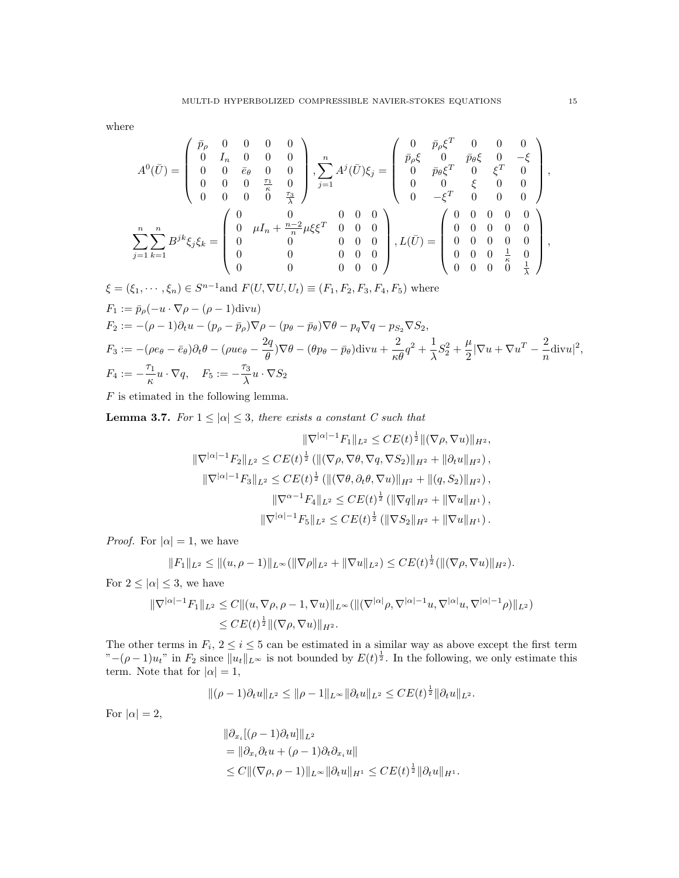where

$$
A^0(\bar{U}) = \begin{pmatrix} \bar{p}_\rho & 0 & 0 & 0 & 0 \\ 0 & I_n & 0 & 0 & 0 \\ 0 & 0 & \bar{e}_\theta & 0 & 0 \\ 0 & 0 & 0 & \frac{\tau_1}{\kappa} & 0 \\ 0 & 0 & 0 & 0 & \frac{\tau_3}{\lambda} \end{pmatrix}, \sum_{j=1}^n A^j(\bar{U})\xi_j = \begin{pmatrix} 0 & \bar{p}_\rho \xi^T & 0 & 0 & 0 \\ \bar{p}_\rho \xi & 0 & \bar{p}_\theta \xi & 0 & -\xi \\ 0 & \bar{p}_\theta \xi^T & 0 & \xi^T & 0 \\ 0 & 0 & \xi & 0 & 0 \\ 0 & -\xi^T & 0 & 0 & 0 \end{pmatrix},
$$

$$
\sum_{j=1}^n \sum_{k=1}^n B^{jk}\xi_j\xi_k = \begin{pmatrix} 0 & 0 & 0 & 0 & 0 \\ 0 & \mu I_n + \frac{n-2}{n}\mu\xi\xi^T & 0 & 0 & 0 \\ 0 & 0 & 0 & 0 & 0 \\ 0 & 0 & 0 & 0 & 0 \\ 0 & 0 & 0 & 0 & 0 \end{pmatrix}, L(\bar{U}) = \begin{pmatrix} 0 & 0 & 0 & 0 & 0 \\ 0 & 0 & 0 & 0 & 0 \\ 0 & 0 & 0 & 0 & 0 \\ 0 & 0 & 0 & \frac{1}{\kappa} & 0 \\ 0 & 0 & 0 & 0 & \frac{1}{\lambda} \end{pmatrix},
$$

$\xi = (\xi_1, \cdots, \xi_n) \in S^{n-1}$and $F(U, \nabla U, U_t) \equiv (F_1, F_2, F_3, F_4, F_5)$ where

$$
\begin{aligned}
F_1 &:= \bar{p}_\rho(-u \cdot \nabla\rho - (\rho - 1)\mathrm{div}u) \\
F_2 &:= -(\rho - 1)\partial_t u - (p_\rho - \bar{p}_\rho)\nabla\rho - (p_\theta - \bar{p}_\theta)\nabla\theta - p_q\nabla q - p_{S_2}\nabla S_2, \\
F_3 &:= -(\rho e_\theta - \bar{e}_\theta)\partial_t\theta - (\rho u e_\theta - \frac{2q}{\theta})\nabla\theta - (\theta p_\theta - \bar{p}_\theta)\mathrm{div}u + \frac{2}{\kappa\theta}q^2 + \frac{1}{\lambda}S_2^2 + \frac{\mu}{2}|\nabla u + \nabla u^T - \frac{2}{n}\mathrm{div}u|^2, \\
F_4 &:= -\frac{\tau_1}{\kappa}u \cdot \nabla q, \quad F_5 := -\frac{\tau_3}{\lambda}u \cdot \nabla S_2
\end{aligned}
$$

$F$ is etimated in the following lemma.

**Lemma 3.7.** *For $1 \le |\alpha| \le 3$, there exists a constant $C$ such that*

$$
\begin{aligned}
\|\nabla^{|\alpha|-1}F_1\|_{L^2} &\le CE(t)^{\frac{1}{2}}\|(\nabla\rho, \nabla u)\|_{H^2}, \\
\|\nabla^{|\alpha|-1}F_2\|_{L^2} &\le CE(t)^{\frac{1}{2}}\left(\|(\nabla\rho, \nabla\theta, \nabla q, \nabla S_2)\|_{H^2} + \|\partial_t u\|_{H^2}\right), \\
\|\nabla^{|\alpha|-1}F_3\|_{L^2} &\le CE(t)^{\frac{1}{2}}\left(\|(\nabla\theta, \partial_t\theta, \nabla u)\|_{H^2} + \|(q, S_2)\|_{H^2}\right), \\
\|\nabla^{\alpha-1}F_4\|_{L^2} &\le CE(t)^{\frac{1}{2}}\left(\|\nabla q\|_{H^2} + \|\nabla u\|_{H^1}\right), \\
\|\nabla^{|\alpha|-1}F_5\|_{L^2} &\le CE(t)^{\frac{1}{2}}\left(\|\nabla S_2\|_{H^2} + \|\nabla u\|_{H^1}\right).
\end{aligned}
$$

*Proof.* For $|\alpha| = 1$, we have

$$
\|F_1\|_{L^2} \le \|(u, \rho - 1)\|_{L^\infty}(\|\nabla\rho\|_{L^2} + \|\nabla u\|_{L^2}) \le CE(t)^{\frac{1}{2}}(\|(\nabla\rho, \nabla u)\|_{H^2}).
$$

For $2 \le |\alpha| \le 3$, we have

$$
\begin{aligned}
\|\nabla^{|\alpha|-1}F_1\|_{L^2} &\le C\|(u, \nabla\rho, \rho - 1, \nabla u)\|_{L^\infty}(\|(\nabla^{|\alpha|}\rho, \nabla^{|\alpha|-1}u, \nabla^{|\alpha|}u, \nabla^{|\alpha|-1}\rho)\|_{L^2}) \\
&\le CE(t)^{\frac{1}{2}}\|(\nabla\rho, \nabla u)\|_{H^2}.
\end{aligned}
$$

The other terms in $F_i$, $2 \le i \le 5$ can be estimated in a similar way as above except the first term "$-(\rho-1)u_t$" in $F_2$ since $\|u_t\|_{L^\infty}$ is not bounded by $E(t)^{\frac{1}{2}}$. In the following, we only estimate this term. Note that for $|\alpha| = 1$,

$$
\|(\rho - 1)\partial_t u\|_{L^2} \le \|\rho - 1\|_{L^\infty}\|\partial_t u\|_{L^2} \le CE(t)^{\frac{1}{2}}\|\partial_t u\|_{L^2}.
$$

For $|\alpha| = 2$,

$$
\begin{aligned}
&\|\partial_{x_i}[(\rho - 1)\partial_t u]\|_{L^2} \\
&= \|\partial_{x_i}\partial_t u + (\rho - 1)\partial_t\partial_{x_i}u\| \\
&\le C\|(\nabla\rho, \rho - 1)\|_{L^\infty}\|\partial_t u\|_{H^1} \le CE(t)^{\frac{1}{2}}\|\partial_t u\|_{H^1}.
\end{aligned}
$$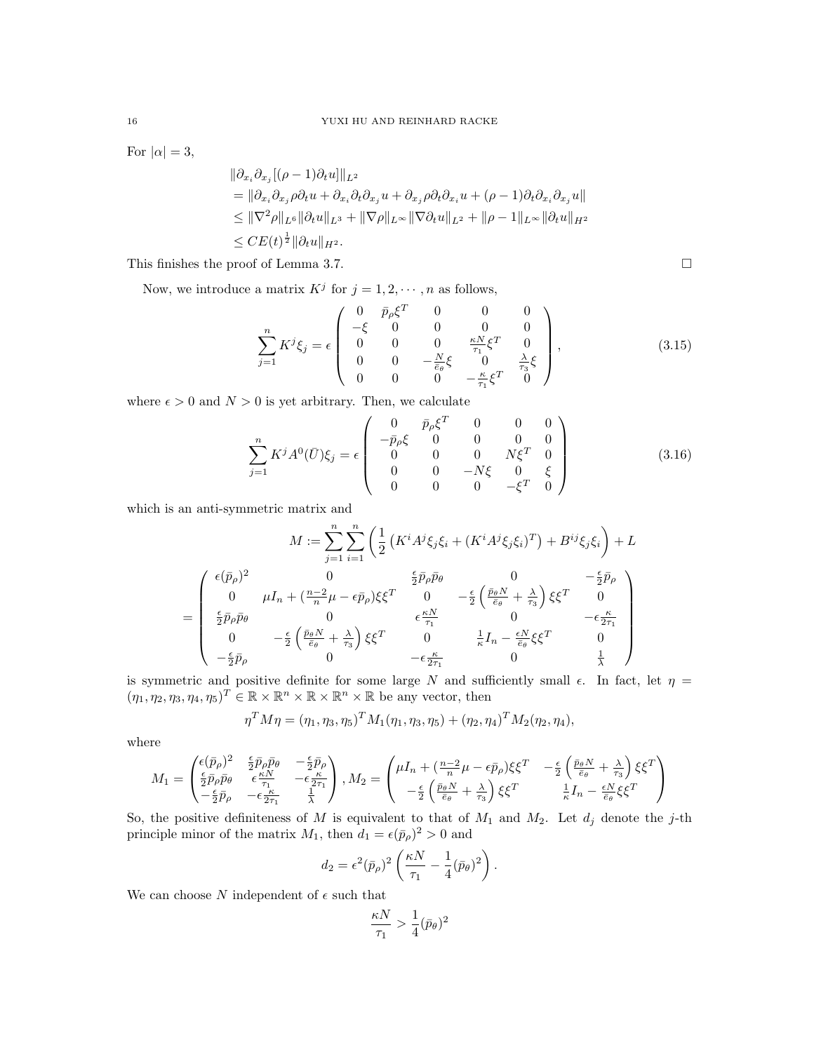For $|\alpha| = 3$,

$$
\begin{aligned}
&\|\partial_{x_i}\partial_{x_j}[(\rho-1)\partial_t u]\|_{L^2} \\
&= \|\partial_{x_i}\partial_{x_j}\rho\partial_t u + \partial_{x_i}\partial_t\partial_{x_j} u + \partial_{x_j}\rho\partial_t\partial_{x_i} u + (\rho-1)\partial_t\partial_{x_i}\partial_{x_j} u\| \\
&\leq \|\nabla^2\rho\|_{L^6}\|\partial_t u\|_{L^3} + \|\nabla\rho\|_{L^\infty}\|\nabla\partial_t u\|_{L^2} + \|\rho-1\|_{L^\infty}\|\partial_t u\|_{H^2} \\
&\leq CE(t)^{\frac{1}{2}}\|\partial_t u\|_{H^2}.
\end{aligned}
$$

This finishes the proof of Lemma 3.7. $\square$

Now, we introduce a matrix $K^j$ for $j = 1, 2, \cdots, n$ as follows,

$$
\sum_{j=1}^n K^j \xi_j = \epsilon \begin{pmatrix} 0 & \bar{p}_\rho \xi^T & 0 & 0 & 0 \\ -\xi & 0 & 0 & 0 & 0 \\ 0 & 0 & 0 & \frac{\kappa N}{\tau_1}\xi^T & 0 \\ 0 & 0 & -\frac{N}{\bar{e}_\theta}\xi & 0 & \frac{\lambda}{\tau_3}\xi \\ 0 & 0 & 0 & -\frac{\kappa}{\tau_1}\xi^T & 0 \end{pmatrix}, \tag{3.15}
$$

where $\epsilon > 0$ and $N > 0$ is yet arbitrary. Then, we calculate

$$
\sum_{j=1}^n K^j A^0(\bar{U})\xi_j = \epsilon \begin{pmatrix} 0 & \bar{p}_\rho \xi^T & 0 & 0 & 0 \\ -\bar{p}_\rho\xi & 0 & 0 & 0 & 0 \\ 0 & 0 & 0 & N\xi^T & 0 \\ 0 & 0 & -N\xi & 0 & \xi \\ 0 & 0 & 0 & -\xi^T & 0 \end{pmatrix} \tag{3.16}
$$

which is an anti-symmetric matrix and

$$
M := \sum_{j=1}^n \sum_{i=1}^n \left( \frac{1}{2}\left(K^i A^j \xi_j \xi_i + (K^i A^j \xi_j \xi_i)^T\right) + B^{ij}\xi_j\xi_i \right) + L
$$

$$
= \begin{pmatrix} \epsilon(\bar{p}_\rho)^2 & 0 & \frac{\epsilon}{2}\bar{p}_\rho\bar{p}_\theta & 0 & -\frac{\epsilon}{2}\bar{p}_\rho \\ 0 & \mu I_n + (\frac{n-2}{n}\mu - \epsilon\bar{p}_\rho)\xi\xi^T & 0 & -\frac{\epsilon}{2}\left(\frac{\bar{p}_\theta N}{\bar{e}_\theta} + \frac{\lambda}{\tau_3}\right)\xi\xi^T & 0 \\ \frac{\epsilon}{2}\bar{p}_\rho\bar{p}_\theta & 0 & \epsilon\frac{\kappa N}{\tau_1} & 0 & -\epsilon\frac{\kappa}{2\tau_1} \\ 0 & -\frac{\epsilon}{2}\left(\frac{\bar{p}_\theta N}{\bar{e}_\theta} + \frac{\lambda}{\tau_3}\right)\xi\xi^T & 0 & \frac{1}{\kappa}I_n - \frac{\epsilon N}{\bar{e}_\theta}\xi\xi^T & 0 \\ -\frac{\epsilon}{2}\bar{p}_\rho & 0 & -\epsilon\frac{\kappa}{2\tau_1} & 0 & \frac{1}{\lambda} \end{pmatrix}
$$

is symmetric and positive definite for some large $N$ and sufficiently small $\epsilon$. In fact, let $\eta = (\eta_1, \eta_2, \eta_3, \eta_4, \eta_5)^T \in \mathbb{R} \times \mathbb{R}^n \times \mathbb{R} \times \mathbb{R}^n \times \mathbb{R}$ be any vector, then

$$
\eta^T M \eta = (\eta_1, \eta_3, \eta_5)^T M_1 (\eta_1, \eta_3, \eta_5) + (\eta_2, \eta_4)^T M_2 (\eta_2, \eta_4),
$$

where

$$
M_1 = \begin{pmatrix} \epsilon(\bar{p}_\rho)^2 & \frac{\epsilon}{2}\bar{p}_\rho\bar{p}_\theta & -\frac{\epsilon}{2}\bar{p}_\rho \\ \frac{\epsilon}{2}\bar{p}_\rho\bar{p}_\theta & \epsilon\frac{\kappa N}{\tau_1} & -\epsilon\frac{\kappa}{2\tau_1} \\ -\frac{\epsilon}{2}\bar{p}_\rho & -\epsilon\frac{\kappa}{2\tau_1} & \frac{1}{\lambda} \end{pmatrix}, M_2 = \begin{pmatrix} \mu I_n + (\frac{n-2}{n}\mu - \epsilon\bar{p}_\rho)\xi\xi^T & -\frac{\epsilon}{2}\left(\frac{\bar{p}_\theta N}{\bar{e}_\theta} + \frac{\lambda}{\tau_3}\right)\xi\xi^T \\ -\frac{\epsilon}{2}\left(\frac{\bar{p}_\theta N}{\bar{e}_\theta} + \frac{\lambda}{\tau_3}\right)\xi\xi^T & \frac{1}{\kappa}I_n - \frac{\epsilon N}{\bar{e}_\theta}\xi\xi^T \end{pmatrix}
$$

So, the positive definiteness of $M$ is equivalent to that of $M_1$ and $M_2$. Let $d_j$ denote the $j$-th principle minor of the matrix $M_1$, then $d_1 = \epsilon(\bar{p}_\rho)^2 > 0$ and

$$
d_2 = \epsilon^2(\bar{p}_\rho)^2\left(\frac{\kappa N}{\tau_1} - \frac{1}{4}(\bar{p}_\theta)^2\right).
$$

We can choose $N$ independent of $\epsilon$ such that

$$
\frac{\kappa N}{\tau_1} > \frac{1}{4}(\bar{p}_\theta)^2
$$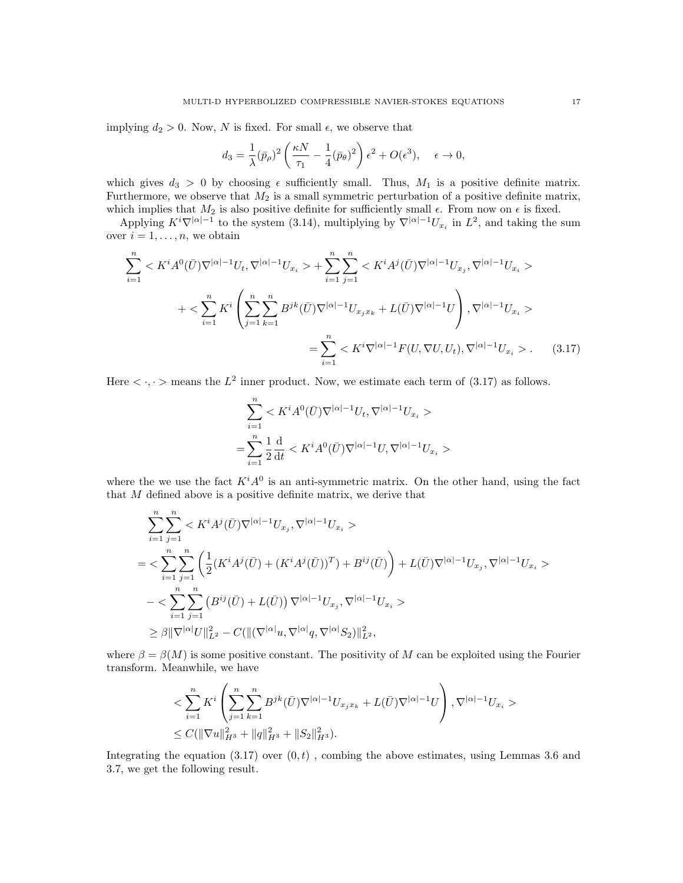implying $d_2 > 0$. Now, $N$ is fixed. For small $\epsilon$, we observe that

$$d_3 = \frac{1}{\lambda}(\bar{p}_\rho)^2 \left( \frac{\kappa N}{\tau_1} - \frac{1}{4}(\bar{p}_\theta)^2 \right) \epsilon^2 + O(\epsilon^3), \quad \epsilon \to 0,$$

which gives $d_3 > 0$ by choosing $\epsilon$ sufficiently small. Thus, $M_1$ is a positive definite matrix. Furthermore, we observe that $M_2$ is a small symmetric perturbation of a positive definite matrix, which implies that $M_2$ is also positive definite for sufficiently small $\epsilon$. From now on $\epsilon$ is fixed.

Applying $K^i \nabla^{|\alpha|-1}$ to the system (3.14), multiplying by $\nabla^{|\alpha|-1} U_{x_i}$ in $L^2$, and taking the sum over $i = 1, \dots, n$, we obtain

$$\begin{aligned}
&\sum_{i=1}^n < K^i A^0(\bar{U}) \nabla^{|\alpha|-1} U_t, \nabla^{|\alpha|-1} U_{x_i} > + \sum_{i=1}^n \sum_{j=1}^n < K^i A^j(\bar{U}) \nabla^{|\alpha|-1} U_{x_j}, \nabla^{|\alpha|-1} U_{x_i} > \\
&\quad + < \sum_{i=1}^n K^i \left( \sum_{j=1}^n \sum_{k=1}^n B^{jk}(\bar{U}) \nabla^{|\alpha|-1} U_{x_j x_k} + L(\bar{U}) \nabla^{|\alpha|-1} U \right), \nabla^{|\alpha|-1} U_{x_i} > \\
&\quad = \sum_{i=1}^n < K^i \nabla^{|\alpha|-1} F(U, \nabla U, U_t), \nabla^{|\alpha|-1} U_{x_i} > . \qquad (3.17)
\end{aligned}$$

Here $< \cdot, \cdot >$ means the $L^2$ inner product. Now, we estimate each term of (3.17) as follows.

$$\begin{aligned}
&\sum_{i=1}^n < K^i A^0(\bar{U}) \nabla^{|\alpha|-1} U_t, \nabla^{|\alpha|-1} U_{x_i} > \\
=&\sum_{i=1}^n \frac{1}{2} \frac{\mathrm{d}}{\mathrm{d}t} < K^i A^0(\bar{U}) \nabla^{|\alpha|-1} U, \nabla^{|\alpha|-1} U_{x_i} >
\end{aligned}$$

where the we use the fact $K^i A^0$ is an anti-symmetric matrix. On the other hand, using the fact that $M$ defined above is a positive definite matrix, we derive that

$$\begin{aligned}
&\sum_{i=1}^n \sum_{j=1}^n < K^i A^j(\bar{U}) \nabla^{|\alpha|-1} U_{x_j}, \nabla^{|\alpha|-1} U_{x_i} > \\
=& < \sum_{i=1}^n \sum_{j=1}^n \left( \frac{1}{2}(K^i A^j(\bar{U}) + (K^i A^j(\bar{U}))^T) + B^{ij}(\bar{U}) \right) + L(\bar{U}) \nabla^{|\alpha|-1} U_{x_j}, \nabla^{|\alpha|-1} U_{x_i} > \\
&- < \sum_{i=1}^n \sum_{j=1}^n \left( B^{ij}(\bar{U}) + L(\bar{U}) \right) \nabla^{|\alpha|-1} U_{x_j}, \nabla^{|\alpha|-1} U_{x_i} > \\
\geq& \beta \| \nabla^{|\alpha|} U \|_{L^2}^2 - C( \| (\nabla^{|\alpha|} u, \nabla^{|\alpha|} q, \nabla^{|\alpha|} S_2) \|_{L^2}^2,
\end{aligned}$$

where $\beta = \beta(M)$ is some positive constant. The positivity of $M$ can be exploited using the Fourier transform. Meanwhile, we have

$$\begin{aligned}
&< \sum_{i=1}^n K^i \left( \sum_{j=1}^n \sum_{k=1}^n B^{jk}(\bar{U}) \nabla^{|\alpha|-1} U_{x_j x_k} + L(\bar{U}) \nabla^{|\alpha|-1} U \right), \nabla^{|\alpha|-1} U_{x_i} > \\
&\leq C( \| \nabla u \|_{H^3}^2 + \| q \|_{H^3}^2 + \| S_2 \|_{H^3}^2 ).
\end{aligned}$$

Integrating the equation (3.17) over $(0, t)$ , combing the above estimates, using Lemmas 3.6 and 3.7, we get the following result.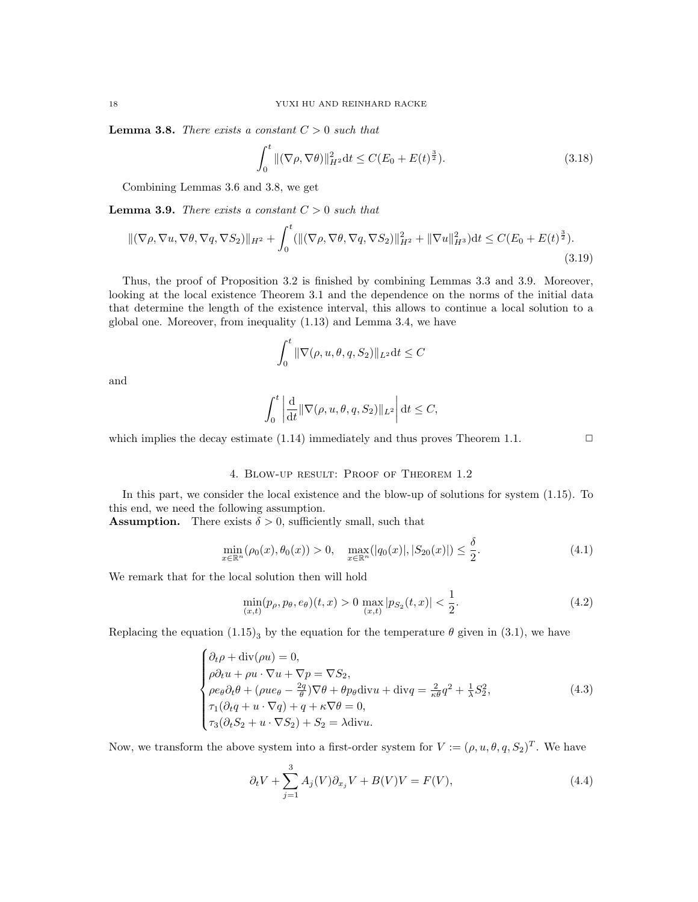**Lemma 3.8.** *There exists a constant $C > 0$ such that*

$$\int_0^t \|(\nabla\rho, \nabla\theta)\|_{H^2}^2 \mathrm{d}t \leq C(E_0 + E(t)^{\frac{3}{2}}). \tag{3.18}$$

Combining Lemmas 3.6 and 3.8, we get

**Lemma 3.9.** *There exists a constant $C > 0$ such that*

$$\|(\nabla\rho, \nabla u, \nabla\theta, \nabla q, \nabla S_2)\|_{H^2} + \int_0^t (\|(\nabla\rho, \nabla\theta, \nabla q, \nabla S_2)\|_{H^2}^2 + \|\nabla u\|_{H^3}^2)\mathrm{d}t \leq C(E_0 + E(t)^{\frac{3}{2}}). \tag{3.19}$$

Thus, the proof of Proposition 3.2 is finished by combining Lemmas 3.3 and 3.9. Moreover, looking at the local existence Theorem 3.1 and the dependence on the norms of the initial data that determine the length of the existence interval, this allows to continue a local solution to a global one. Moreover, from inequality (1.13) and Lemma 3.4, we have

$$\int_0^t \|\nabla(\rho, u, \theta, q, S_2)\|_{L^2}\mathrm{d}t \leq C$$

and

$$\int_0^t \left|\frac{\mathrm{d}}{\mathrm{d}t}\|\nabla(\rho, u, \theta, q, S_2)\|_{L^2}\right| \mathrm{d}t \leq C,$$

which implies the decay estimate (1.14) immediately and thus proves Theorem 1.1. $\square$

## 4. Blow-up result: Proof of Theorem 1.2

In this part, we consider the local existence and the blow-up of solutions for system (1.15). To this end, we need the following assumption.

**Assumption.** There exists $\delta > 0$, sufficiently small, such that

$$\min_{x\in\mathbb{R}^n}(\rho_0(x), \theta_0(x)) > 0, \quad \max_{x\in\mathbb{R}^n}(|q_0(x)|, |S_{20}(x)|) \leq \frac{\delta}{2}. \tag{4.1}$$

We remark that for the local solution then will hold

$$\min_{(x,t)}(p_\rho, p_\theta, e_\theta)(t, x) > 0 \ \max_{(x,t)}|p_{S_2}(t, x)| < \frac{1}{2}. \tag{4.2}$$

Replacing the equation $(1.15)_3$ by the equation for the temperature $\theta$ given in (3.1), we have

$$\begin{cases}
\partial_t\rho + \mathrm{div}(\rho u) = 0, \\
\rho\partial_t u + \rho u \cdot \nabla u + \nabla p = \nabla S_2, \\
\rho e_\theta \partial_t \theta + (\rho u e_\theta - \frac{2q}{\theta})\nabla\theta + \theta p_\theta \mathrm{div} u + \mathrm{div} q = \frac{2}{\kappa\theta}q^2 + \frac{1}{\lambda}S_2^2, \\
\tau_1(\partial_t q + u \cdot \nabla q) + q + \kappa\nabla\theta = 0, \\
\tau_3(\partial_t S_2 + u \cdot \nabla S_2) + S_2 = \lambda \mathrm{div} u.
\end{cases} \tag{4.3}$$

Now, we transform the above system into a first-order system for $V := (\rho, u, \theta, q, S_2)^T$. We have

$$\partial_t V + \sum_{j=1}^3 A_j(V)\partial_{x_j}V + B(V)V = F(V), \tag{4.4}$$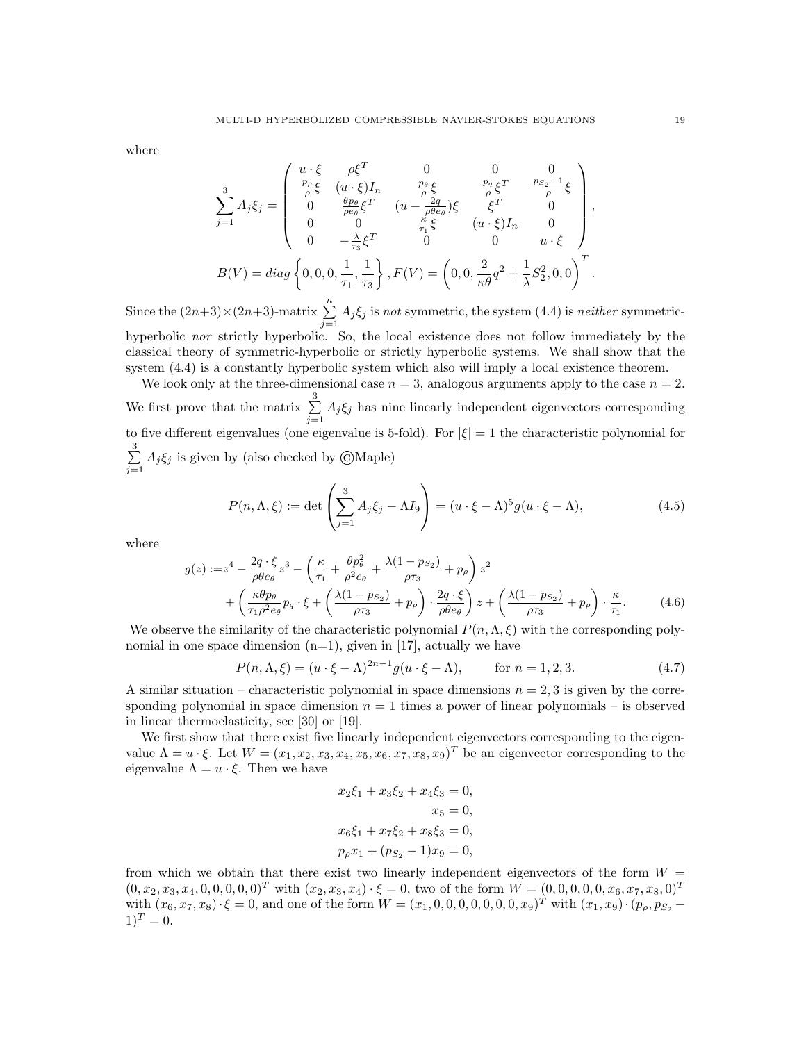where

$$
\sum_{j=1}^{3} A_j \xi_j = \begin{pmatrix} u\cdot\xi & \rho\xi^T & 0 & 0 & 0 \\ \frac{p_\rho}{\rho}\xi & (u\cdot\xi) I_n & \frac{p_\theta}{\rho}\xi & \frac{p_q}{\rho}\xi^T & \frac{p_{S_2}-1}{\rho}\xi \\ 0 & \frac{\theta p_\theta}{\rho e_\theta}\xi^T & (u - \frac{2q}{\rho\theta e_\theta})\xi & \xi^T & 0 \\ 0 & 0 & \frac{\kappa}{\tau_1}\xi & (u\cdot\xi) I_n & 0 \\ 0 & -\frac{\lambda}{\tau_3}\xi^T & 0 & 0 & u\cdot\xi \end{pmatrix},
$$

$$
B(V) = diag\left\{0, 0, 0, \frac{1}{\tau_1}, \frac{1}{\tau_3}\right\}, F(V) = \left(0, 0, \frac{2}{\kappa\theta}q^2 + \frac{1}{\lambda}S_2^2, 0, 0\right)^T.
$$

Since the $(2n+3)\times(2n+3)$-matrix $\sum_{j=1}^{n} A_j\xi_j$ is *not* symmetric, the system (4.4) is *neither* symmetric-hyperbolic *nor* strictly hyperbolic. So, the local existence does not follow immediately by the classical theory of symmetric-hyperbolic or strictly hyperbolic systems. We shall show that the system (4.4) is a constantly hyperbolic system which also will imply a local existence theorem.

We look only at the three-dimensional case $n = 3$, analogous arguments apply to the case $n = 2$. We first prove that the matrix $\sum_{j=1}^{3} A_j\xi_j$ has nine linearly independent eigenvectors corresponding to five different eigenvalues (one eigenvalue is 5-fold). For $|\xi| = 1$ the characteristic polynomial for $\sum_{j=1}^{3} A_j\xi_j$ is given by (also checked by ©Maple)

$$
P(n, \Lambda, \xi) := \det\left(\sum_{j=1}^{3} A_j\xi_j - \Lambda I_9\right) = (u\cdot\xi - \Lambda)^5 g(u\cdot\xi - \Lambda), \tag{4.5}
$$

where

$$
\begin{aligned}
g(z) :=& z^4 - \frac{2q\cdot\xi}{\rho\theta e_\theta}z^3 - \left(\frac{\kappa}{\tau_1} + \frac{\theta p_\theta^2}{\rho^2 e_\theta} + \frac{\lambda(1-p_{S_2})}{\rho\tau_3} + p_\rho\right)z^2 \\
&+ \left(\frac{\kappa\theta p_\theta}{\tau_1\rho^2 e_\theta}p_q\cdot\xi + \left(\frac{\lambda(1-p_{S_2})}{\rho\tau_3} + p_\rho\right)\cdot\frac{2q\cdot\xi}{\rho\theta e_\theta}\right)z + \left(\frac{\lambda(1-p_{S_2})}{\rho\tau_3} + p_\rho\right)\cdot\frac{\kappa}{\tau_1}.
\end{aligned} \tag{4.6}
$$

We observe the similarity of the characteristic polynomial $P(n, \Lambda, \xi)$ with the corresponding polynomial in one space dimension (n=1), given in [17], actually we have

$$
P(n, \Lambda, \xi) = (u\cdot\xi - \Lambda)^{2n-1} g(u\cdot\xi - \Lambda), \qquad \text{for } n = 1, 2, 3. \tag{4.7}
$$

A similar situation – characteristic polynomial in space dimensions $n = 2, 3$ is given by the corresponding polynomial in space dimension $n = 1$ times a power of linear polynomials – is observed in linear thermoelasticity, see [30] or [19].

We first show that there exist five linearly independent eigenvectors corresponding to the eigenvalue $\Lambda = u\cdot\xi$. Let $W = (x_1, x_2, x_3, x_4, x_5, x_6, x_7, x_8, x_9)^T$ be an eigenvector corresponding to the eigenvalue $\Lambda = u\cdot\xi$. Then we have

$$
\begin{aligned}
x_2\xi_1 + x_3\xi_2 + x_4\xi_3 &= 0, \\
x_5 &= 0, \\
x_6\xi_1 + x_7\xi_2 + x_8\xi_3 &= 0, \\
p_\rho x_1 + (p_{S_2} - 1)x_9 &= 0,
\end{aligned}
$$

from which we obtain that there exist two linearly independent eigenvectors of the form $W = (0, x_2, x_3, x_4, 0, 0, 0, 0, 0)^T$ with $(x_2, x_3, x_4)\cdot\xi = 0$, two of the form $W = (0, 0, 0, 0, 0, x_6, x_7, x_8, 0)^T$ with $(x_6, x_7, x_8)\cdot\xi = 0$, and one of the form $W = (x_1, 0, 0, 0, 0, 0, 0, 0, x_9)^T$ with $(x_1, x_9)\cdot(p_\rho, p_{S_2} - 1)^T = 0$.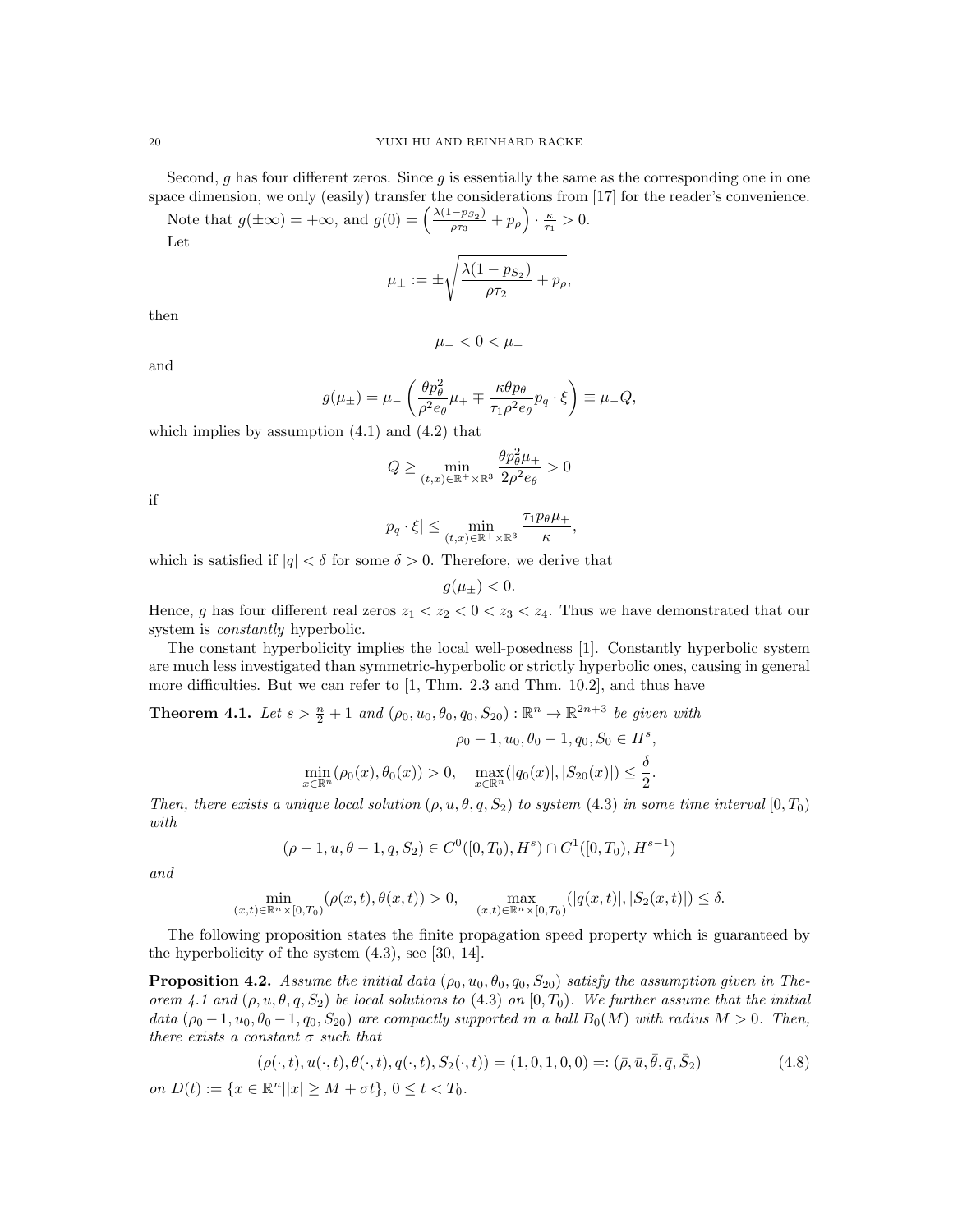Second, $g$ has four different zeros. Since $g$ is essentially the same as the corresponding one in one space dimension, we only (easily) transfer the considerations from [17] for the reader's convenience.

Note that $g(\pm\infty) = +\infty$, and $g(0) = \left(\frac{\lambda(1-p_{S_2})}{\rho\tau_3} + p_\rho\right) \cdot \frac{\kappa}{\tau_1} > 0$.

Let

$$\mu_\pm := \pm\sqrt{\frac{\lambda(1-p_{S_2})}{\rho\tau_2} + p_\rho},$$

then

$$\mu_- < 0 < \mu_+$$

and

$$g(\mu_\pm) = \mu_- \left(\frac{\theta p_\theta^2}{\rho^2 e_\theta}\mu_+ \mp \frac{\kappa\theta p_\theta}{\tau_1\rho^2 e_\theta} p_q \cdot \xi\right) \equiv \mu_- Q,$$

which implies by assumption (4.1) and (4.2) that

$$Q \geq \min_{(t,x)\in\mathbb{R}^+\times\mathbb{R}^3} \frac{\theta p_\theta^2 \mu_+}{2\rho^2 e_\theta} > 0$$

if

$$|p_q \cdot \xi| \leq \min_{(t,x)\in\mathbb{R}^+\times\mathbb{R}^3} \frac{\tau_1 p_\theta \mu_+}{\kappa},$$

which is satisfied if $|q| < \delta$ for some $\delta > 0$. Therefore, we derive that

$$g(\mu_\pm) < 0.$$

Hence, $g$ has four different real zeros $z_1 < z_2 < 0 < z_3 < z_4$. Thus we have demonstrated that our system is *constantly* hyperbolic.

The constant hyperbolicity implies the local well-posedness [1]. Constantly hyperbolic system are much less investigated than symmetric-hyperbolic or strictly hyperbolic ones, causing in general more difficulties. But we can refer to [1, Thm. 2.3 and Thm. 10.2], and thus have

**Theorem 4.1.** *Let $s > \frac{n}{2} + 1$ and $(\rho_0, u_0, \theta_0, q_0, S_{20}) : \mathbb{R}^n \to \mathbb{R}^{2n+3}$ be given with*

$$\rho_0 - 1, u_0, \theta_0 - 1, q_0, S_0 \in H^s,$$

$$\min_{x\in\mathbb{R}^n}(\rho_0(x), \theta_0(x)) > 0, \quad \max_{x\in\mathbb{R}^n}(|q_0(x)|, |S_{20}(x)|) \leq \frac{\delta}{2}.$$

*Then, there exists a unique local solution $(\rho, u, \theta, q, S_2)$ to system (4.3) in some time interval $[0, T_0)$ with*

$$(\rho - 1, u, \theta - 1, q, S_2) \in C^0([0, T_0), H^s) \cap C^1([0, T_0), H^{s-1})$$

*and*

$$\min_{(x,t)\in\mathbb{R}^n\times[0,T_0)}(\rho(x,t), \theta(x,t)) > 0, \qquad \max_{(x,t)\in\mathbb{R}^n\times[0,T_0)}(|q(x,t)|, |S_2(x,t)|) \leq \delta.$$

The following proposition states the finite propagation speed property which is guaranteed by the hyperbolicity of the system (4.3), see [30, 14].

**Proposition 4.2.** *Assume the initial data $(\rho_0, u_0, \theta_0, q_0, S_{20})$ satisfy the assumption given in Theorem 4.1 and $(\rho, u, \theta, q, S_2)$ be local solutions to (4.3) on $[0, T_0)$. We further assume that the initial data $(\rho_0 - 1, u_0, \theta_0 - 1, q_0, S_{20})$ are compactly supported in a ball $B_0(M)$ with radius $M > 0$. Then, there exists a constant $\sigma$ such that*

$$(\rho(\cdot, t), u(\cdot, t), \theta(\cdot, t), q(\cdot, t), S_2(\cdot, t)) = (1, 0, 1, 0, 0) =: (\bar\rho, \bar u, \bar\theta, \bar q, \bar S_2) \tag{4.8}$$

*on $D(t) := \{x \in \mathbb{R}^n \,|\, |x| \geq M + \sigma t\}$, $0 \leq t < T_0$.*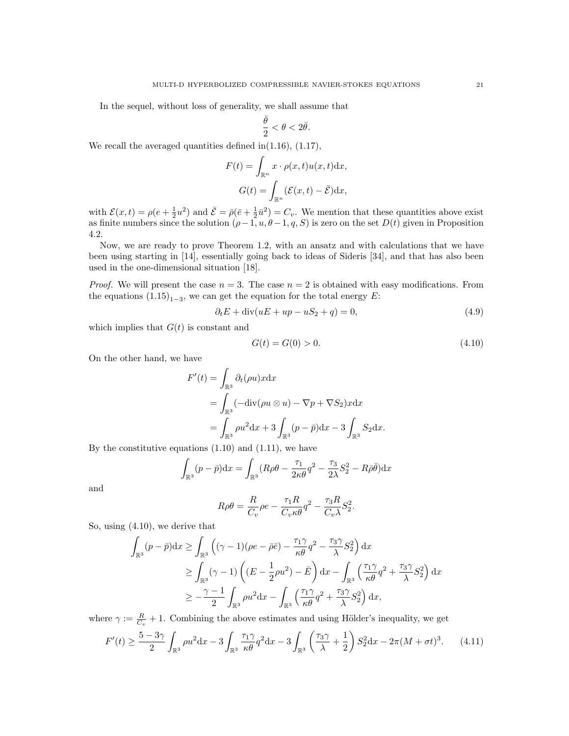In the sequel, without loss of generality, we shall assume that

$$\frac{\bar{\theta}}{2} < \theta < 2\bar{\theta}.$$

We recall the averaged quantities defined in(1.16), (1.17),

$$F(t) = \int_{\mathbb{R}^n} x \cdot \rho(x,t) u(x,t) \mathrm{d}x,$$

$$G(t) = \int_{\mathbb{R}^n} (\mathcal{E}(x,t) - \bar{\mathcal{E}}) \mathrm{d}x,$$

with $\mathcal{E}(x,t) = \rho(e + \frac{1}{2}u^2)$ and $\bar{\mathcal{E}} = \bar{\rho}(\bar{e} + \frac{1}{2}\bar{u}^2) = C_v$. We mention that these quantities above exist as finite numbers since the solution $(\rho - 1, u, \theta - 1, q, S)$ is zero on the set $D(t)$ given in Proposition 4.2.

Now, we are ready to prove Theorem 1.2, with an ansatz and with calculations that we have been using starting in [14], essentially going back to ideas of Sideris [34], and that has also been used in the one-dimensional situation [18].

*Proof.* We will present the case $n = 3$. The case $n = 2$ is obtained with easy modifications. From the equations $(1.15)_{1-3}$, we can get the equation for the total energy $E$:

$$\partial_t E + \operatorname{div}(uE + up - uS_2 + q) = 0, \tag{4.9}$$

which implies that $G(t)$ is constant and

$$G(t) = G(0) > 0. \tag{4.10}$$

On the other hand, we have

$$\begin{aligned}
F'(t) &= \int_{\mathbb{R}^3} \partial_t(\rho u) x \mathrm{d}x \\
&= \int_{\mathbb{R}^3} (-\operatorname{div}(\rho u \otimes u) - \nabla p + \nabla S_2) x \mathrm{d}x \\
&= \int_{\mathbb{R}^3} \rho u^2 \mathrm{d}x + 3 \int_{\mathbb{R}^3} (p - \bar{p}) \mathrm{d}x - 3 \int_{\mathbb{R}^3} S_2 \mathrm{d}x.
\end{aligned}$$

By the constitutive equations (1.10) and (1.11), we have

$$\int_{\mathbb{R}^3} (p - \bar{p}) \mathrm{d}x = \int_{\mathbb{R}^3} (R\rho\theta - \frac{\tau_1}{2\kappa\theta} q^2 - \frac{\tau_3}{2\lambda} S_2^2 - R\bar{\rho}\bar{\theta}) \mathrm{d}x$$

and

$$R\rho\theta = \frac{R}{C_v}\rho e - \frac{\tau_1 R}{C_v \kappa\theta} q^2 - \frac{\tau_3 R}{C_v \lambda} S_2^2.$$

So, using (4.10), we derive that

$$\begin{aligned}
\int_{\mathbb{R}^3} (p - \bar{p}) \mathrm{d}x &\geq \int_{\mathbb{R}^3} \left( (\gamma - 1)(\rho e - \bar{\rho}\bar{e}) - \frac{\tau_1 \gamma}{\kappa\theta} q^2 - \frac{\tau_3 \gamma}{\lambda} S_2^2 \right) \mathrm{d}x \\
&\geq \int_{\mathbb{R}^3} (\gamma - 1) \left( (E - \frac{1}{2}\rho u^2) - \bar{E} \right) \mathrm{d}x - \int_{\mathbb{R}^3} \left( \frac{\tau_1 \gamma}{\kappa\theta} q^2 + \frac{\tau_3 \gamma}{\lambda} S_2^2 \right) \mathrm{d}x \\
&\geq -\frac{\gamma - 1}{2} \int_{\mathbb{R}^3} \rho u^2 \mathrm{d}x - \int_{\mathbb{R}^3} \left( \frac{\tau_1 \gamma}{\kappa\theta} q^2 + \frac{\tau_3 \gamma}{\lambda} S_2^2 \right) \mathrm{d}x,
\end{aligned}$$

where $\gamma := \frac{R}{C_v} + 1$. Combining the above estimates and using Hölder's inequality, we get

$$F'(t) \geq \frac{5 - 3\gamma}{2} \int_{\mathbb{R}^3} \rho u^2 \mathrm{d}x - 3 \int_{\mathbb{R}^3} \frac{\tau_1 \gamma}{\kappa\theta} q^2 \mathrm{d}x - 3 \int_{\mathbb{R}^3} \left( \frac{\tau_3 \gamma}{\lambda} + \frac{1}{2} \right) S_2^2 \mathrm{d}x - 2\pi(M + \sigma t)^3. \tag{4.11}$$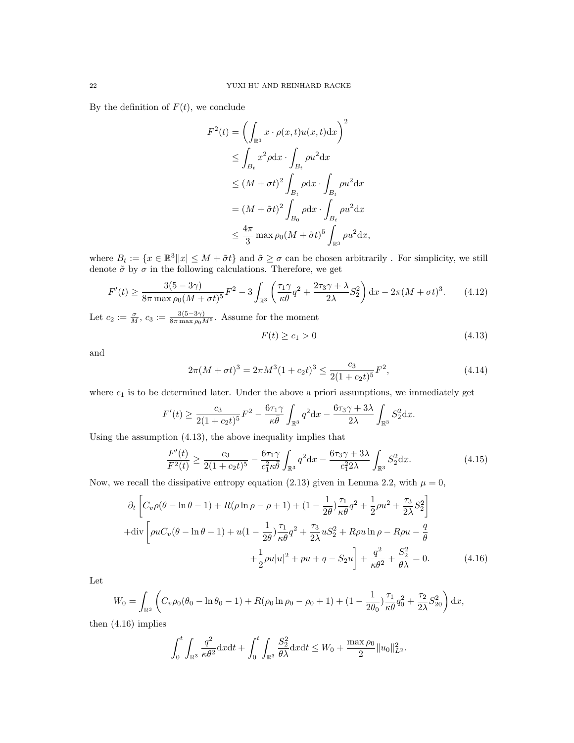By the definition of $F(t)$, we conclude

$$
\begin{aligned}
F^2(t) &= \left( \int_{\mathbb{R}^3} x \cdot \rho(x,t) u(x,t) \mathrm{d}x \right)^2 \\
&\le \int_{B_t} x^2 \rho \mathrm{d}x \cdot \int_{B_t} \rho u^2 \mathrm{d}x \\
&\le (M + \sigma t)^2 \int_{B_t} \rho \mathrm{d}x \cdot \int_{B_t} \rho u^2 \mathrm{d}x \\
&= (M + \tilde{\sigma} t)^2 \int_{B_0} \rho \mathrm{d}x \cdot \int_{B_t} \rho u^2 \mathrm{d}x \\
&\le \frac{4\pi}{3} \max \rho_0 (M + \tilde{\sigma} t)^5 \int_{\mathbb{R}^3} \rho u^2 \mathrm{d}x,
\end{aligned}
$$

where $B_t := \{x \in \mathbb{R}^3 | |x| \le M + \tilde{\sigma} t\}$ and $\tilde{\sigma} \ge \sigma$ can be chosen arbitrarily . For simplicity, we still denote $\tilde{\sigma}$ by $\sigma$ in the following calculations. Therefore, we get

$$
F'(t) \ge \frac{3(5-3\gamma)}{8\pi \max \rho_0 (M + \sigma t)^5} F^2 - 3 \int_{\mathbb{R}^3} \left( \frac{\tau_1 \gamma}{\kappa \theta} q^2 + \frac{2\tau_3 \gamma + \lambda}{2\lambda} S_2^2 \right) \mathrm{d}x - 2\pi (M + \sigma t)^3. \tag{4.12}
$$

Let $c_2 := \frac{\sigma}{M}$, $c_3 := \frac{3(5-3\gamma)}{8\pi \max \rho_0 M^5}$. Assume for the moment

$$
F(t) \ge c_1 > 0 \tag{4.13}
$$

and

$$
2\pi (M + \sigma t)^3 = 2\pi M^3 (1 + c_2 t)^3 \le \frac{c_3}{2(1 + c_2 t)^5} F^2, \tag{4.14}
$$

where $c_1$ is to be determined later. Under the above a priori assumptions, we immediately get

$$
F'(t) \ge \frac{c_3}{2(1 + c_2 t)^5} F^2 - \frac{6\tau_1 \gamma}{\kappa \theta} \int_{\mathbb{R}^3} q^2 \mathrm{d}x - \frac{6\tau_3 \gamma + 3\lambda}{2\lambda} \int_{\mathbb{R}^3} S_2^2 \mathrm{d}x.
$$

Using the assumption (4.13), the above inequality implies that

$$
\frac{F'(t)}{F^2(t)} \ge \frac{c_3}{2(1 + c_2 t)^5} - \frac{6\tau_1 \gamma}{c_1^2 \kappa \theta} \int_{\mathbb{R}^3} q^2 \mathrm{d}x - \frac{6\tau_3 \gamma + 3\lambda}{c_1^2 2\lambda} \int_{\mathbb{R}^3} S_2^2 \mathrm{d}x. \tag{4.15}
$$

Now, we recall the dissipative entropy equation (2.13) given in Lemma 2.2, with $\mu = 0$,

$$
\begin{aligned}
&\partial_t \left[ C_v \rho (\theta - \ln \theta - 1) + R(\rho \ln \rho - \rho + 1) + (1 - \frac{1}{2\theta}) \frac{\tau_1}{\kappa \theta} q^2 + \frac{1}{2} \rho u^2 + \frac{\tau_3}{2\lambda} S_2^2 \right] \\
&+ \mathrm{div} \left[ \rho u C_v (\theta - \ln \theta - 1) + u (1 - \frac{1}{2\theta}) \frac{\tau_1}{\kappa \theta} q^2 + \frac{\tau_3}{2\lambda} u S_2^2 + R \rho u \ln \rho - R \rho u - \frac{q}{\theta} \right. \\
&\left. + \frac{1}{2} \rho u |u|^2 + p u + q - S_2 u \right] + \frac{q^2}{\kappa \theta^2} + \frac{S_2^2}{\theta \lambda} = 0.
\end{aligned} \tag{4.16}
$$

Let

$$
W_0 = \int_{\mathbb{R}^3} \left( C_v \rho_0 (\theta_0 - \ln \theta_0 - 1) + R(\rho_0 \ln \rho_0 - \rho_0 + 1) + (1 - \frac{1}{2\theta_0}) \frac{\tau_1}{\kappa \theta} q_0^2 + \frac{\tau_2}{2\lambda} S_{20}^2 \right) \mathrm{d}x,
$$

then (4.16) implies

$$
\int_0^t \int_{\mathbb{R}^3} \frac{q^2}{\kappa \theta^2} \mathrm{d}x \mathrm{d}t + \int_0^t \int_{\mathbb{R}^3} \frac{S_2^2}{\theta \lambda} \mathrm{d}x \mathrm{d}t \le W_0 + \frac{\max \rho_0}{2} \|u_0\|_{L^2}^2.
$$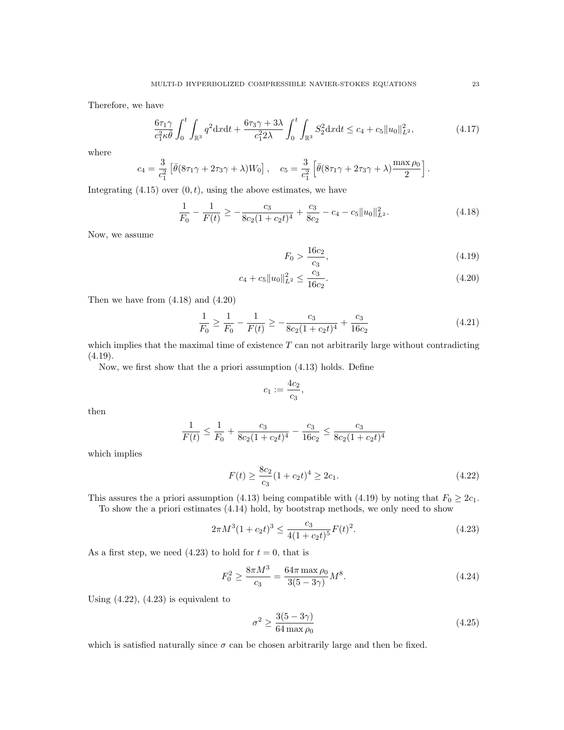Therefore, we have

$$\frac{6\tau_1\gamma}{c_1^2\kappa\bar{\theta}}\int_0^t\int_{\mathbb{R}^3} q^2\mathrm{d}x\mathrm{d}t + \frac{6\tau_3\gamma+3\lambda}{c_1^2 2\lambda}\int_0^t\int_{\mathbb{R}^3} S_2^2\mathrm{d}x\mathrm{d}t \le c_4 + c_5\|u_0\|_{L^2}^2, \tag{4.17}$$

where

$$c_4 = \frac{3}{c_1^2}\left[\bar{\theta}(8\tau_1\gamma+2\tau_3\gamma+\lambda)W_0\right], \quad c_5 = \frac{3}{c_1^2}\left[\bar{\theta}(8\tau_1\gamma+2\tau_3\gamma+\lambda)\frac{\max\rho_0}{2}\right].$$

Integrating (4.15) over $(0,t)$, using the above estimates, we have

$$\frac{1}{F_0} - \frac{1}{F(t)} \ge -\frac{c_3}{8c_2(1+c_2t)^4} + \frac{c_3}{8c_2} - c_4 - c_5\|u_0\|_{L^2}^2. \tag{4.18}$$

Now, we assume

$$F_0 > \frac{16c_2}{c_3}, \tag{4.19}$$

$$c_4 + c_5\|u_0\|_{L^2}^2 \le \frac{c_3}{16c_2}. \tag{4.20}$$

Then we have from (4.18) and (4.20)

$$\frac{1}{F_0} \ge \frac{1}{F_0} - \frac{1}{F(t)} \ge -\frac{c_3}{8c_2(1+c_2t)^4} + \frac{c_3}{16c_2} \tag{4.21}$$

which implies that the maximal time of existence $T$ can not arbitrarily large without contradicting (4.19).

Now, we first show that the a priori assumption (4.13) holds. Define

$$c_1 := \frac{4c_2}{c_3},$$

then

$$\frac{1}{F(t)} \le \frac{1}{F_0} + \frac{c_3}{8c_2(1+c_2t)^4} - \frac{c_3}{16c_2} \le \frac{c_3}{8c_2(1+c_2t)^4}$$

which implies

$$F(t) \ge \frac{8c_2}{c_3}(1+c_2t)^4 \ge 2c_1. \tag{4.22}$$

This assures the a priori assumption (4.13) being compatible with (4.19) by noting that $F_0 \ge 2c_1$.

To show the a priori estimates (4.14) hold, by bootstrap methods, we only need to show

$$2\pi M^3(1+c_2t)^3 \le \frac{c_3}{4(1+c_2t)^5}F(t)^2. \tag{4.23}$$

As a first step, we need (4.23) to hold for $t=0$, that is

$$F_0^2 \ge \frac{8\pi M^3}{c_3} = \frac{64\pi\max\rho_0}{3(5-3\gamma)}M^8. \tag{4.24}$$

Using (4.22), (4.23) is equivalent to

$$\sigma^2 \ge \frac{3(5-3\gamma)}{64\max\rho_0} \tag{4.25}$$

which is satisfied naturally since $\sigma$ can be chosen arbitrarily large and then be fixed.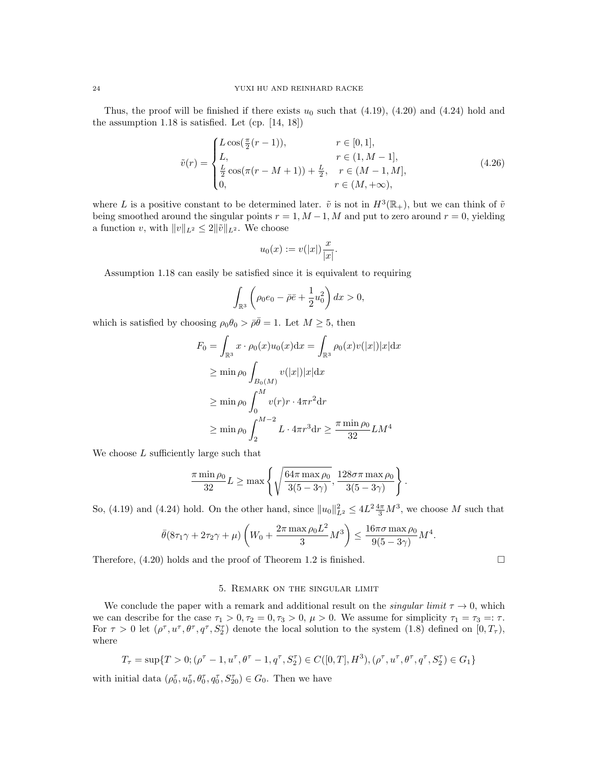Thus, the proof will be finished if there exists $u_0$ such that (4.19), (4.20) and (4.24) hold and the assumption 1.18 is satisfied. Let (cp. [14, 18])

$$
\tilde{v}(r) = \begin{cases} L\cos(\frac{\pi}{2}(r-1)), & r \in [0,1], \\ L, & r \in (1, M-1], \\ \frac{L}{2}\cos(\pi(r-M+1)) + \frac{L}{2}, & r \in (M-1, M], \\ 0, & r \in (M, +\infty), \end{cases} \tag{4.26}
$$

where $L$ is a positive constant to be determined later. $\tilde{v}$ is not in $H^3(\mathbb{R}_+)$, but we can think of $\tilde{v}$ being smoothed around the singular points $r = 1, M-1, M$ and put to zero around $r = 0$, yielding a function $v$, with $\|v\|_{L^2} \le 2\|\tilde{v}\|_{L^2}$. We choose

$$
u_0(x) := v(|x|)\frac{x}{|x|}.
$$

Assumption 1.18 can easily be satisfied since it is equivalent to requiring

$$
\int_{\mathbb{R}^3} \left( \rho_0 e_0 - \bar{\rho}\bar{e} + \frac{1}{2}u_0^2 \right) dx > 0,
$$

which is satisfied by choosing $\rho_0\theta_0 > \bar{\rho}\bar{\theta} = 1$. Let $M \ge 5$, then

$$
\begin{aligned}
F_0 &= \int_{\mathbb{R}^3} x \cdot \rho_0(x) u_0(x) \mathrm{d}x = \int_{\mathbb{R}^3} \rho_0(x) v(|x|)|x| \mathrm{d}x \\
&\ge \min \rho_0 \int_{B_0(M)} v(|x|)|x| \mathrm{d}x \\
&\ge \min \rho_0 \int_0^M v(r) r \cdot 4\pi r^2 \mathrm{d}r \\
&\ge \min \rho_0 \int_2^{M-2} L \cdot 4\pi r^3 \mathrm{d}r \ge \frac{\pi \min \rho_0}{32} L M^4
\end{aligned}
$$

We choose $L$ sufficiently large such that

$$
\frac{\pi \min \rho_0}{32} L \ge \max \left\{ \sqrt{\frac{64\pi \max \rho_0}{3(5-3\gamma)}}, \frac{128\sigma\pi \max \rho_0}{3(5-3\gamma)} \right\}.
$$

So, (4.19) and (4.24) hold. On the other hand, since $\|u_0\|_{L^2}^2 \le 4L^2 \frac{4\pi}{3} M^3$, we choose $M$ such that

$$
\bar{\theta}(8\tau_1\gamma + 2\tau_2\gamma + \mu) \left( W_0 + \frac{2\pi \max \rho_0 L^2}{3} M^3 \right) \le \frac{16\pi\sigma \max \rho_0}{9(5-3\gamma)} M^4.
$$

Therefore, (4.20) holds and the proof of Theorem 1.2 is finished. $\square$

## 5. Remark on the singular limit

We conclude the paper with a remark and additional result on the *singular limit* $\tau \to 0$, which we can describe for the case $\tau_1 > 0, \tau_2 = 0, \tau_3 > 0$, $\mu > 0$. We assume for simplicity $\tau_1 = \tau_3 =: \tau$. For $\tau > 0$ let $(\rho^\tau, u^\tau, \theta^\tau, q^\tau, S_2^\tau)$ denote the local solution to the system (1.8) defined on $[0, T_\tau)$, where

$$
T_\tau = \sup\{T > 0; (\rho^\tau - 1, u^\tau, \theta^\tau - 1, q^\tau, S_2^\tau) \in C([0,T], H^3), (\rho^\tau, u^\tau, \theta^\tau, q^\tau, S_2^\tau) \in G_1\}
$$

with initial data $(\rho_0^\tau, u_0^\tau, \theta_0^\tau, q_0^\tau, S_{20}^\tau) \in G_0$. Then we have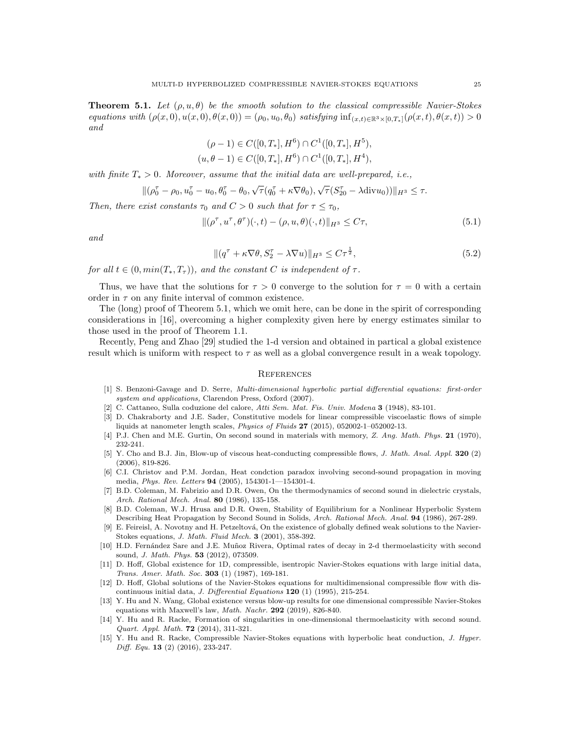**Theorem 5.1.** *Let $(\rho, u, \theta)$ be the smooth solution to the classical compressible Navier-Stokes equations with $(\rho(x,0), u(x,0), \theta(x,0)) = (\rho_0, u_0, \theta_0)$ satisfying $\inf_{(x,t)\in\mathbb{R}^3\times[0,T_*]}(\rho(x,t), \theta(x,t)) > 0$ and*

$$(\rho - 1) \in C([0,T_*], H^6) \cap C^1([0,T_*], H^5),$$
$$(u, \theta - 1) \in C([0,T_*], H^6) \cap C^1([0,T_*], H^4),$$

*with finite $T_* > 0$. Moreover, assume that the initial data are well-prepared, i.e.,*

$$\|(\rho_0^\tau - \rho_0, u_0^\tau - u_0, \theta_0^\tau - \theta_0, \sqrt{\tau}(q_0^\tau + \kappa\nabla\theta_0), \sqrt{\tau}(S_{20}^\tau - \lambda \mathrm{div} u_0))\|_{H^3} \leq \tau.$$

*Then, there exist constants $\tau_0$ and $C > 0$ such that for $\tau \leq \tau_0$,*

$$\|(\rho^\tau, u^\tau, \theta^\tau)(\cdot, t) - (\rho, u, \theta)(\cdot, t)\|_{H^3} \leq C\tau, \tag{5.1}$$

*and*

$$\|(q^\tau + \kappa\nabla\theta, S_2^\tau - \lambda\nabla u)\|_{H^3} \leq C\tau^{\frac{1}{2}}, \tag{5.2}$$

*for all $t \in (0, min(T_*, T_\tau))$, and the constant $C$ is independent of $\tau$.*

Thus, we have that the solutions for $\tau > 0$ converge to the solution for $\tau = 0$ with a certain order in $\tau$ on any finite interval of common existence.

The (long) proof of Theorem 5.1, which we omit here, can be done in the spirit of corresponding considerations in [16], overcoming a higher complexity given here by energy estimates similar to those used in the proof of Theorem 1.1.

Recently, Peng and Zhao [29] studied the 1-d version and obtained in partical a global existence result which is uniform with respect to $\tau$ as well as a global convergence result in a weak topology.

## References

[1] S. Benzoni-Gavage and D. Serre, *Multi-dimensional hyperbolic partial differential equations: first-order system and applications,* Clarendon Press, Oxford (2007).

[2] C. Cattaneo, Sulla coduzione del calore, *Atti Sem. Mat. Fis. Univ. Modena* **3** (1948), 83-101.

[3] D. Chakraborty and J.E. Sader, Constitutive models for linear compressible viscoelastic flows of simple liquids at nanometer length scales, *Physics of Fluids* **27** (2015), 052002-1–052002-13.

[4] P.J. Chen and M.E. Gurtin, On second sound in materials with memory, *Z. Ang. Math. Phys.* **21** (1970), 232-241.

[5] Y. Cho and B.J. Jin, Blow-up of viscous heat-conducting compressible flows, *J. Math. Anal. Appl.* **320** (2) (2006), 819-826.

[6] C.I. Christov and P.M. Jordan, Heat condction paradox involving second-sound propagation in moving media, *Phys. Rev. Letters* **94** (2005), 154301-1—154301-4.

[7] B.D. Coleman, M. Fabrizio and D.R. Owen, On the thermodynamics of second sound in dielectric crystals, *Arch. Rational Mech. Anal.* **80** (1986), 135-158.

[8] B.D. Coleman, W.J. Hrusa and D.R. Owen, Stability of Equilibrium for a Nonlinear Hyperbolic System Describing Heat Propagation by Second Sound in Solids, *Arch. Rational Mech. Anal.* **94** (1986), 267-289.

[9] E. Feireisl, A. Novotny and H. Petzeltová, On the existence of globally defined weak solutions to the Navier-Stokes equations, *J. Math. Fluid Mech.* **3** (2001), 358-392.

[10] H.D. Fernández Sare and J.E. Muñoz Rivera, Optimal rates of decay in 2-d thermoelasticity with second sound, *J. Math. Phys.* **53** (2012), 073509.

[11] D. Hoff, Global existence for 1D, compressible, isentropic Navier-Stokes equations with large initial data, *Trans. Amer. Math. Soc.* **303** (1) (1987), 169-181.

[12] D. Hoff, Global solutions of the Navier-Stokes equations for multidimensional compressible flow with discontinuous initial data, *J. Differential Equations* **120** (1) (1995), 215-254.

[13] Y. Hu and N. Wang, Global existence versus blow-up results for one dimensional compressible Navier-Stokes equations with Maxwell's law, *Math. Nachr.* **292** (2019), 826-840.

[14] Y. Hu and R. Racke, Formation of singularities in one-dimensional thermoelasticity with second sound. *Quart. Appl. Math.* **72** (2014), 311-321.

[15] Y. Hu and R. Racke, Compressible Navier-Stokes equations with hyperbolic heat conduction, *J. Hyper. Diff. Equ.* **13** (2) (2016), 233-247.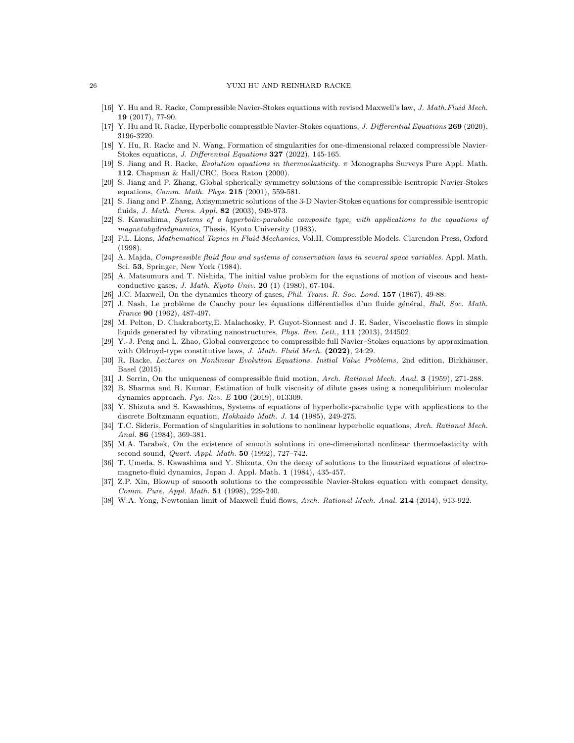[16] Y. Hu and R. Racke, Compressible Navier-Stokes equations with revised Maxwell's law, *J. Math.Fluid Mech.* **19** (2017), 77-90.

[17] Y. Hu and R. Racke, Hyperbolic compressible Navier-Stokes equations, *J. Differential Equations* **269** (2020), 3196-3220.

[18] Y. Hu, R. Racke and N. Wang, Formation of singularities for one-dimensional relaxed compressible Navier-Stokes equations, *J. Differential Equations* **327** (2022), 145-165.

[19] S. Jiang and R. Racke, *Evolution equations in thermoelasticity.* $\pi$ Monographs Surveys Pure Appl. Math. **112**. Chapman & Hall/CRC, Boca Raton (2000).

[20] S. Jiang and P. Zhang, Global spherically symmetry solutions of the compressible isentropic Navier-Stokes equations, *Comm. Math. Phys.* **215** (2001), 559-581.

[21] S. Jiang and P. Zhang, Axisymmetric solutions of the 3-D Navier-Stokes equations for compressible isentropic fluids, *J. Math. Pures. Appl.* **82** (2003), 949-973.

[22] S. Kawashima, *Systems of a hyperbolic-parabolic composite type, with applications to the equations of magnetohydrodynamics,* Thesis, Kyoto University (1983).

[23] P.L. Lions, *Mathematical Topics in Fluid Mechanics*, Vol.II, Compressible Models. Clarendon Press, Oxford (1998).

[24] A. Majda, *Compressible fluid flow and systems of conservation laws in several space variables.* Appl. Math. Sci. **53**, Springer, New York (1984).

[25] A. Matsumura and T. Nishida, The initial value problem for the equations of motion of viscous and heat-conductive gases, *J. Math. Kyoto Univ.* **20** (1) (1980), 67-104.

[26] J.C. Maxwell, On the dynamics theory of gases, *Phil. Trans. R. Soc. Lond.* **157** (1867), 49-88.

[27] J. Nash, Le problème de Cauchy pour les équations différentielles d'un fluide général, *Bull. Soc. Math. France* **90** (1962), 487-497.

[28] M. Pelton, D. Chakraborty,E. Malachosky, P. Guyot-Sionnest and J. E. Sader, Viscoelastic flows in simple liquids generated by vibrating nanostructures, *Phys. Rev. Lett.*, **111** (2013), 244502.

[29] Y.-J. Peng and L. Zhao, Global convergence to compressible full Navier–Stokes equations by approximation with Oldroyd-type constitutive laws, *J. Math. Fluid Mech.* **(2022)**, 24:29.

[30] R. Racke, *Lectures on Nonlinear Evolution Equations. Initial Value Problems,* 2nd edition, Birkhäuser, Basel (2015).

[31] J. Serrin, On the uniqueness of compressible fluid motion, *Arch. Rational Mech. Anal.* **3** (1959), 271-288.

[32] B. Sharma and R. Kumar, Estimation of bulk viscosity of dilute gases using a nonequlibirium molecular dynamics approach. *Pys. Rev. E* **100** (2019), 013309.

[33] Y. Shizuta and S. Kawashima, Systems of equations of hyperbolic-parabolic type with applications to the discrete Boltzmann equation, *Hokkaido Math. J.* **14** (1985), 249-275.

[34] T.C. Sideris, Formation of singularities in solutions to nonlinear hyperbolic equations, *Arch. Rational Mech. Anal.* **86** (1984), 369-381.

[35] M.A. Tarabek, On the existence of smooth solutions in one-dimensional nonlinear thermoelasticity with second sound, *Quart. Appl. Math.* **50** (1992), 727–742.

[36] T. Umeda, S. Kawashima and Y. Shizuta, On the decay of solutions to the linearized equations of electro-magneto-fluid dynamics, Japan J. Appl. Math. **1** (1984), 435-457.

[37] Z.P. Xin, Blowup of smooth solutions to the compressible Navier-Stokes equation with compact density, *Comm. Pure. Appl. Math.* **51** (1998), 229-240.

[38] W.A. Yong, Newtonian limit of Maxwell fluid flows, *Arch. Rational Mech. Anal.* **214** (2014), 913-922.